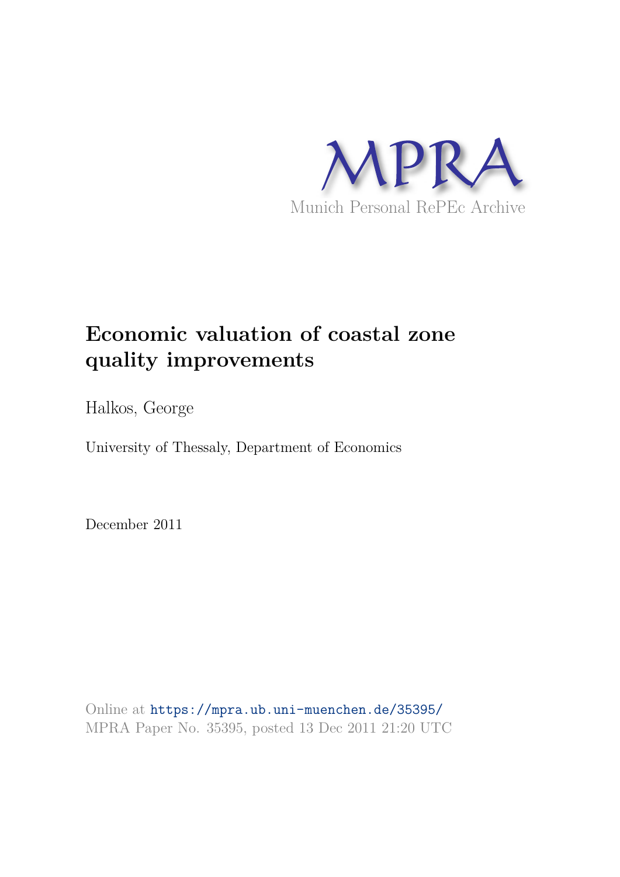MPRA

Munich Personal RePEc Archive

# Economic valuation of coastal zone quality improvements

Halkos, George

University of Thessaly, Department of Economics

December 2011

Online at https://mpra.ub.uni-muenchen.de/35395/
MPRA Paper No. 35395, posted 13 Dec 2011 21:20 UTC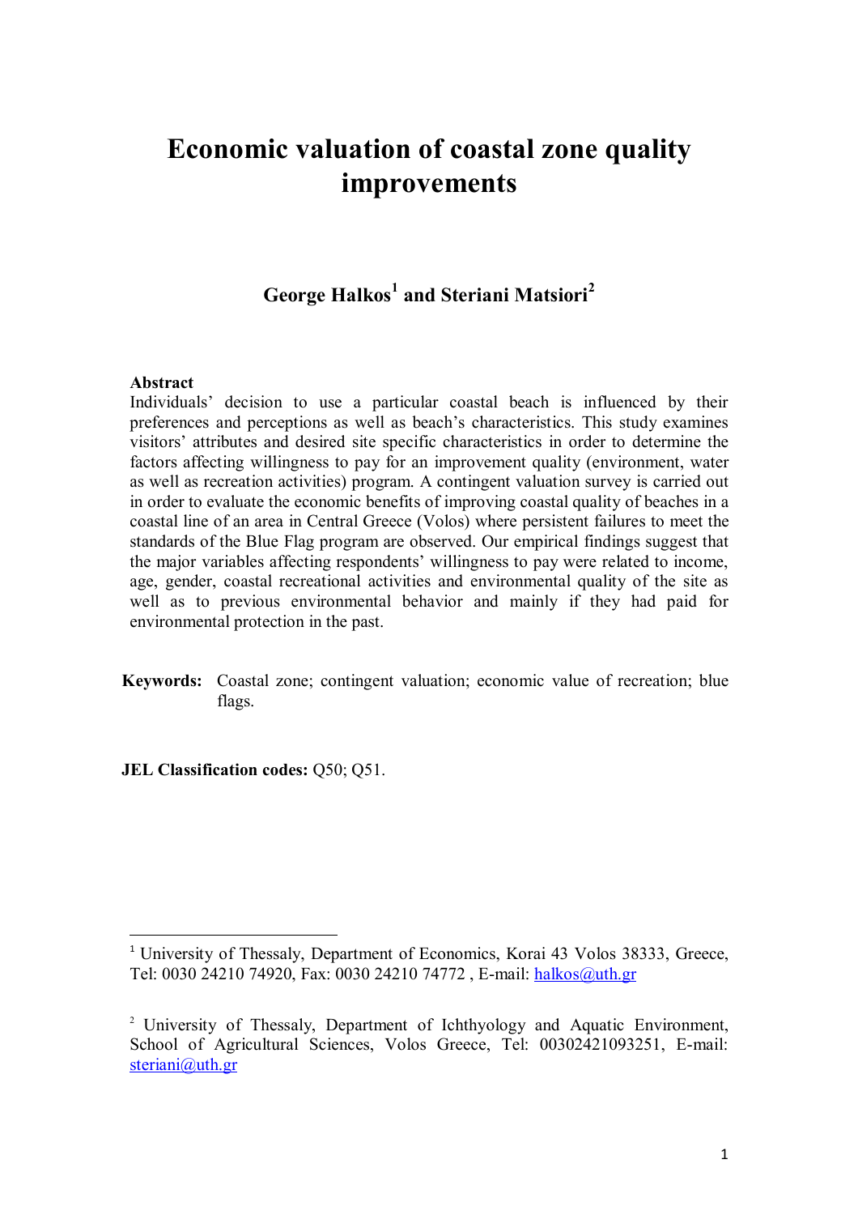# Economic valuation of coastal zone quality improvements

### George Halkos[1] and Steriani Matsiori[2]

**Abstract**

Individuals' decision to use a particular coastal beach is influenced by their preferences and perceptions as well as beach's characteristics. This study examines visitors' attributes and desired site specific characteristics in order to determine the factors affecting willingness to pay for an improvement quality (environment, water as well as recreation activities) program. A contingent valuation survey is carried out in order to evaluate the economic benefits of improving coastal quality of beaches in a coastal line of an area in Central Greece (Volos) where persistent failures to meet the standards of the Blue Flag program are observed. Our empirical findings suggest that the major variables affecting respondents' willingness to pay were related to income, age, gender, coastal recreational activities and environmental quality of the site as well as to previous environmental behavior and mainly if they had paid for environmental protection in the past.

**Keywords:** Coastal zone; contingent valuation; economic value of recreation; blue flags.

**JEL Classification codes:** Q50; Q51.

---

[1] University of Thessaly, Department of Economics, Korai 43 Volos 38333, Greece, Tel: 0030 24210 74920, Fax: 0030 24210 74772 , E-mail: halkos@uth.gr

[2] University of Thessaly, Department of Ichthyology and Aquatic Environment, School of Agricultural Sciences, Volos Greece, Tel: 00302421093251, E-mail: steriani@uth.gr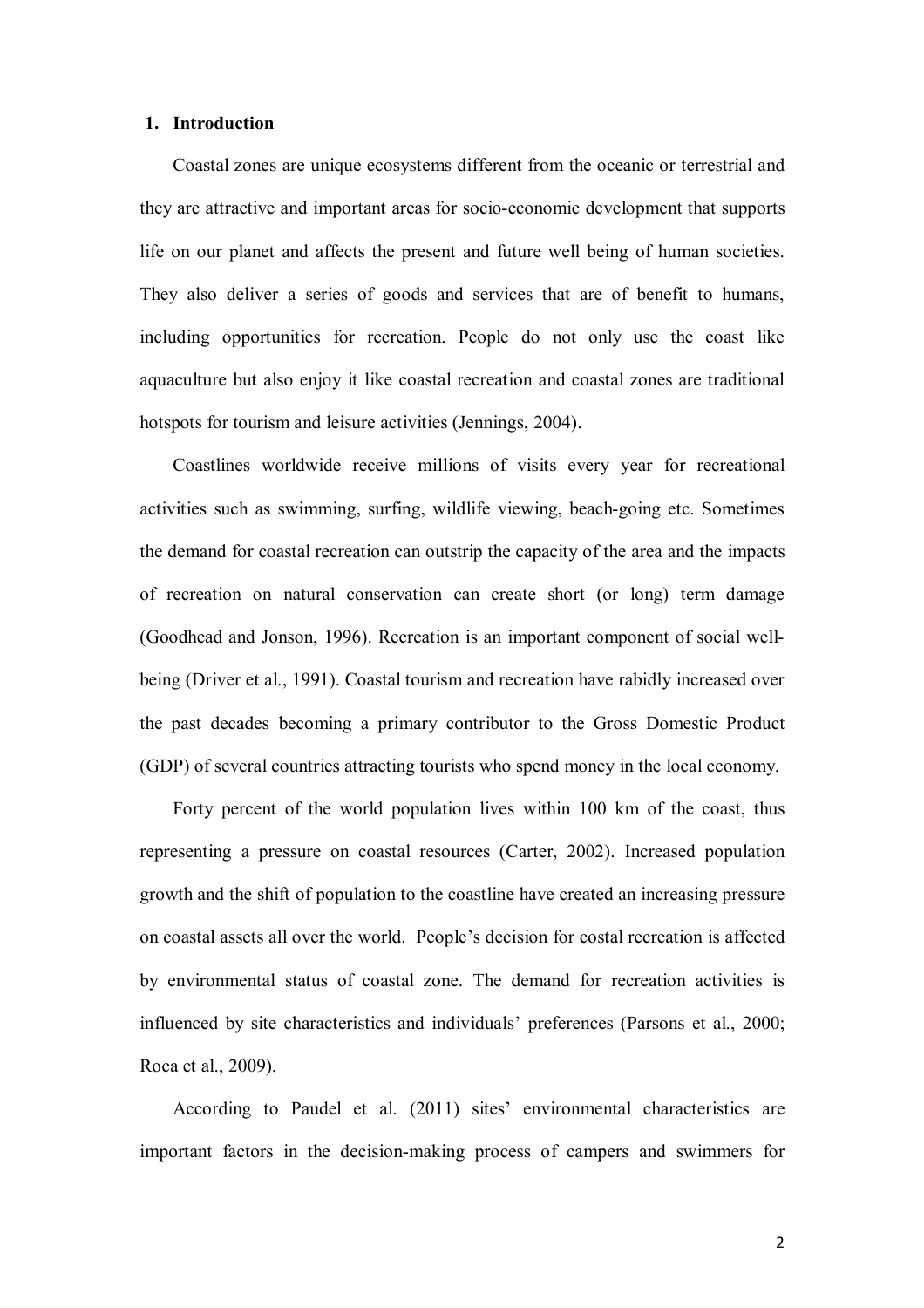## 1. Introduction

Coastal zones are unique ecosystems different from the oceanic or terrestrial and they are attractive and important areas for socio-economic development that supports life on our planet and affects the present and future well being of human societies. They also deliver a series of goods and services that are of benefit to humans, including opportunities for recreation. People do not only use the coast like aquaculture but also enjoy it like coastal recreation and coastal zones are traditional hotspots for tourism and leisure activities (Jennings, 2004).

Coastlines worldwide receive millions of visits every year for recreational activities such as swimming, surfing, wildlife viewing, beach-going etc. Sometimes the demand for coastal recreation can outstrip the capacity of the area and the impacts of recreation on natural conservation can create short (or long) term damage (Goodhead and Jonson, 1996). Recreation is an important component of social well-being (Driver et al., 1991). Coastal tourism and recreation have rabidly increased over the past decades becoming a primary contributor to the Gross Domestic Product (GDP) of several countries attracting tourists who spend money in the local economy.

Forty percent of the world population lives within 100 km of the coast, thus representing a pressure on coastal resources (Carter, 2002). Increased population growth and the shift of population to the coastline have created an increasing pressure on coastal assets all over the world. People's decision for costal recreation is affected by environmental status of coastal zone. The demand for recreation activities is influenced by site characteristics and individuals' preferences (Parsons et al., 2000; Roca et al., 2009).

According to Paudel et al. (2011) sites' environmental characteristics are important factors in the decision-making process of campers and swimmers for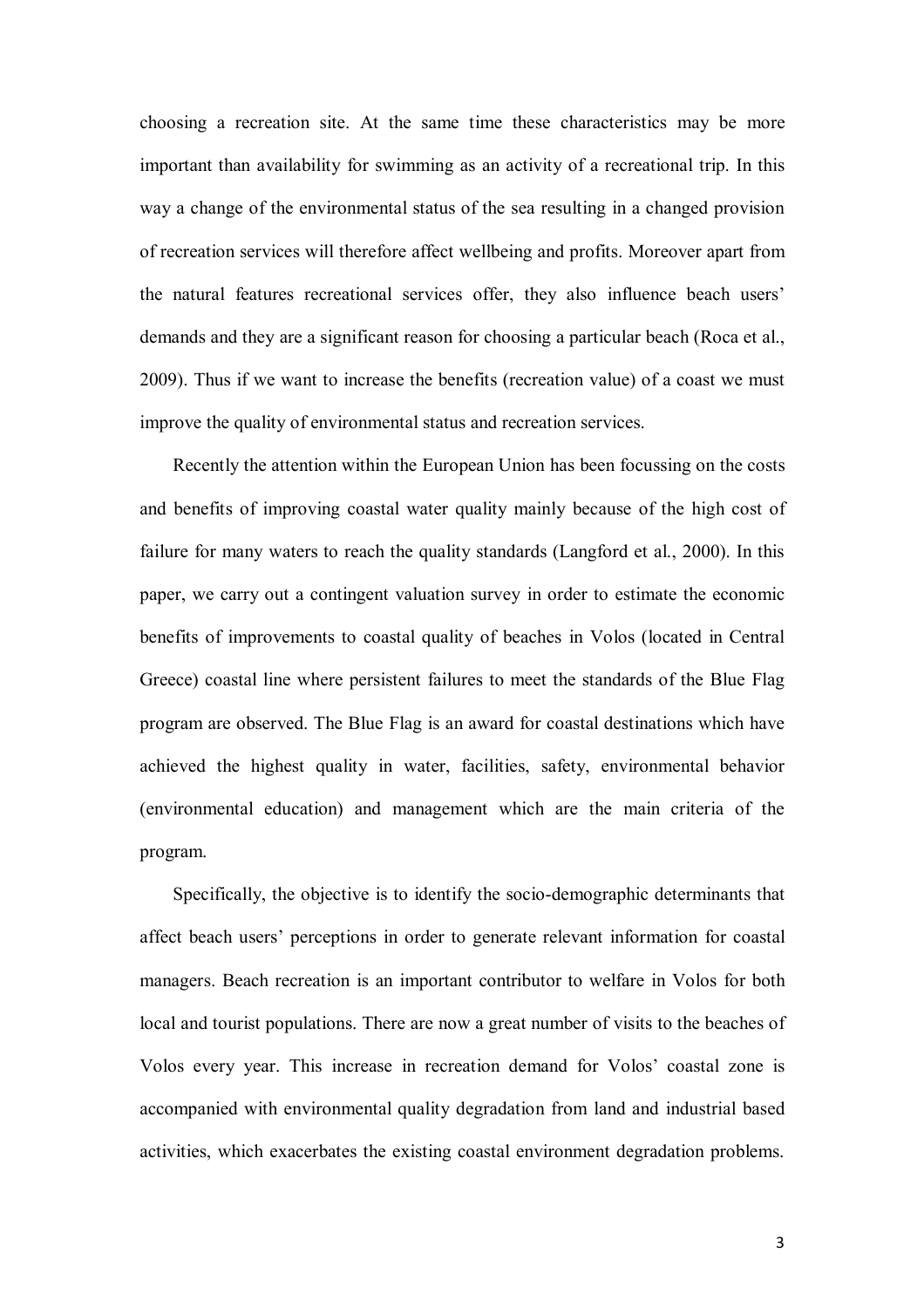choosing a recreation site. At the same time these characteristics may be more important than availability for swimming as an activity of a recreational trip. In this way a change of the environmental status of the sea resulting in a changed provision of recreation services will therefore affect wellbeing and profits. Moreover apart from the natural features recreational services offer, they also influence beach users' demands and they are a significant reason for choosing a particular beach (Roca et al., 2009). Thus if we want to increase the benefits (recreation value) of a coast we must improve the quality of environmental status and recreation services.

Recently the attention within the European Union has been focussing on the costs and benefits of improving coastal water quality mainly because of the high cost of failure for many waters to reach the quality standards (Langford et al., 2000). In this paper, we carry out a contingent valuation survey in order to estimate the economic benefits of improvements to coastal quality of beaches in Volos (located in Central Greece) coastal line where persistent failures to meet the standards of the Blue Flag program are observed. The Blue Flag is an award for coastal destinations which have achieved the highest quality in water, facilities, safety, environmental behavior (environmental education) and management which are the main criteria of the program.

Specifically, the objective is to identify the socio-demographic determinants that affect beach users' perceptions in order to generate relevant information for coastal managers. Beach recreation is an important contributor to welfare in Volos for both local and tourist populations. There are now a great number of visits to the beaches of Volos every year. This increase in recreation demand for Volos' coastal zone is accompanied with environmental quality degradation from land and industrial based activities, which exacerbates the existing coastal environment degradation problems.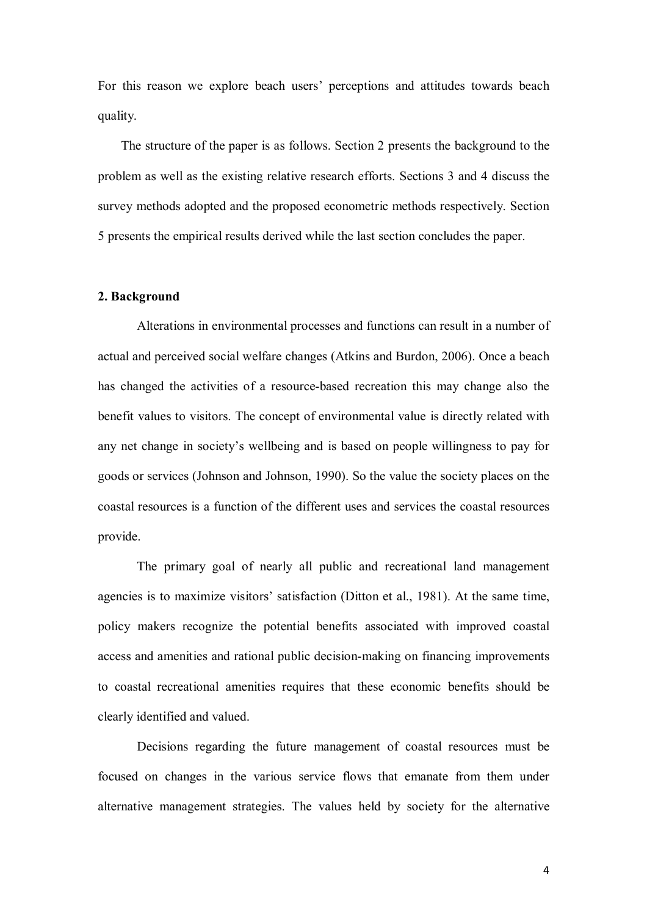For this reason we explore beach users' perceptions and attitudes towards beach quality.

The structure of the paper is as follows. Section 2 presents the background to the problem as well as the existing relative research efforts. Sections 3 and 4 discuss the survey methods adopted and the proposed econometric methods respectively. Section 5 presents the empirical results derived while the last section concludes the paper.

## 2. Background

Alterations in environmental processes and functions can result in a number of actual and perceived social welfare changes (Atkins and Burdon, 2006). Once a beach has changed the activities of a resource-based recreation this may change also the benefit values to visitors. The concept of environmental value is directly related with any net change in society's wellbeing and is based on people willingness to pay for goods or services (Johnson and Johnson, 1990). So the value the society places on the coastal resources is a function of the different uses and services the coastal resources provide.

The primary goal of nearly all public and recreational land management agencies is to maximize visitors' satisfaction (Ditton et al., 1981). At the same time, policy makers recognize the potential benefits associated with improved coastal access and amenities and rational public decision-making on financing improvements to coastal recreational amenities requires that these economic benefits should be clearly identified and valued.

Decisions regarding the future management of coastal resources must be focused on changes in the various service flows that emanate from them under alternative management strategies. The values held by society for the alternative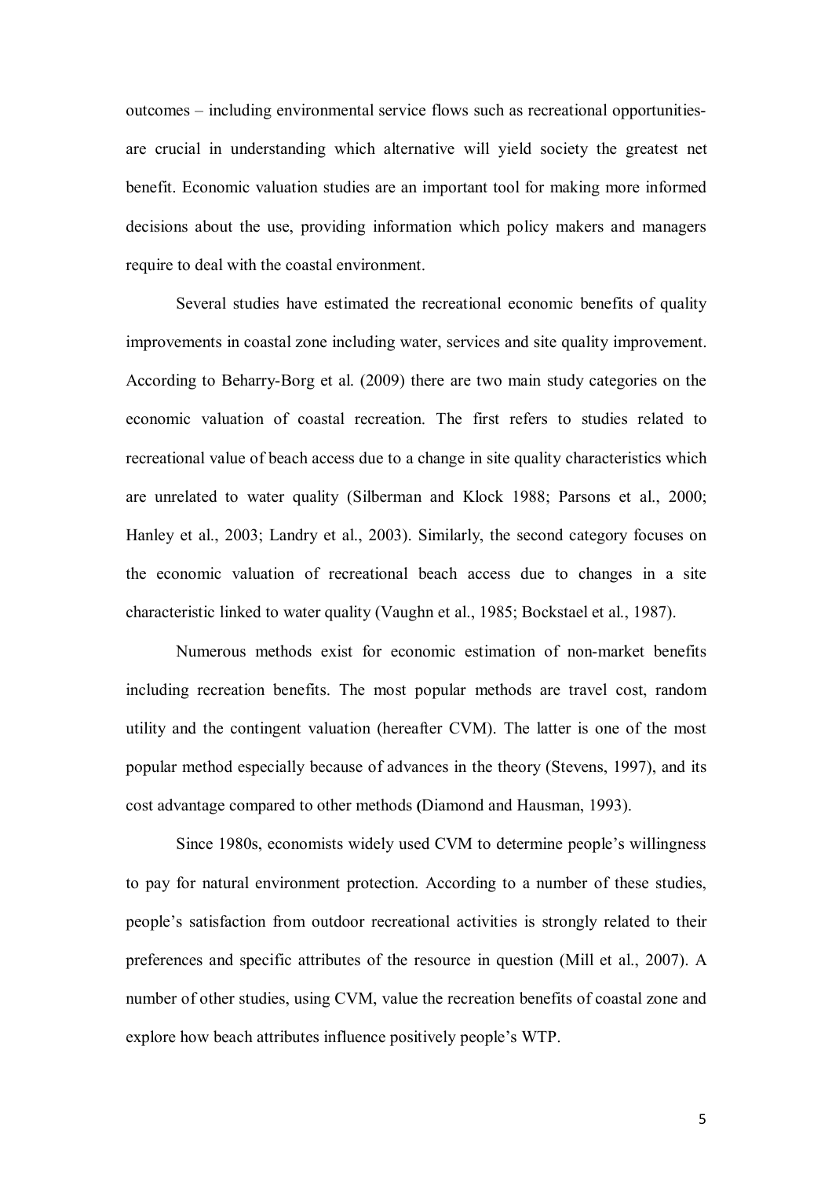outcomes – including environmental service flows such as recreational opportunities- are crucial in understanding which alternative will yield society the greatest net benefit. Economic valuation studies are an important tool for making more informed decisions about the use, providing information which policy makers and managers require to deal with the coastal environment.

Several studies have estimated the recreational economic benefits of quality improvements in coastal zone including water, services and site quality improvement. According to Beharry-Borg et al. (2009) there are two main study categories on the economic valuation of coastal recreation. The first refers to studies related to recreational value of beach access due to a change in site quality characteristics which are unrelated to water quality (Silberman and Klock 1988; Parsons et al., 2000; Hanley et al., 2003; Landry et al., 2003). Similarly, the second category focuses on the economic valuation of recreational beach access due to changes in a site characteristic linked to water quality (Vaughn et al., 1985; Bockstael et al., 1987).

Numerous methods exist for economic estimation of non-market benefits including recreation benefits. The most popular methods are travel cost, random utility and the contingent valuation (hereafter CVM). The latter is one of the most popular method especially because of advances in the theory (Stevens, 1997), and its cost advantage compared to other methods (Diamond and Hausman, 1993).

Since 1980s, economists widely used CVM to determine people's willingness to pay for natural environment protection. According to a number of these studies, people's satisfaction from outdoor recreational activities is strongly related to their preferences and specific attributes of the resource in question (Mill et al., 2007). A number of other studies, using CVM, value the recreation benefits of coastal zone and explore how beach attributes influence positively people's WTP.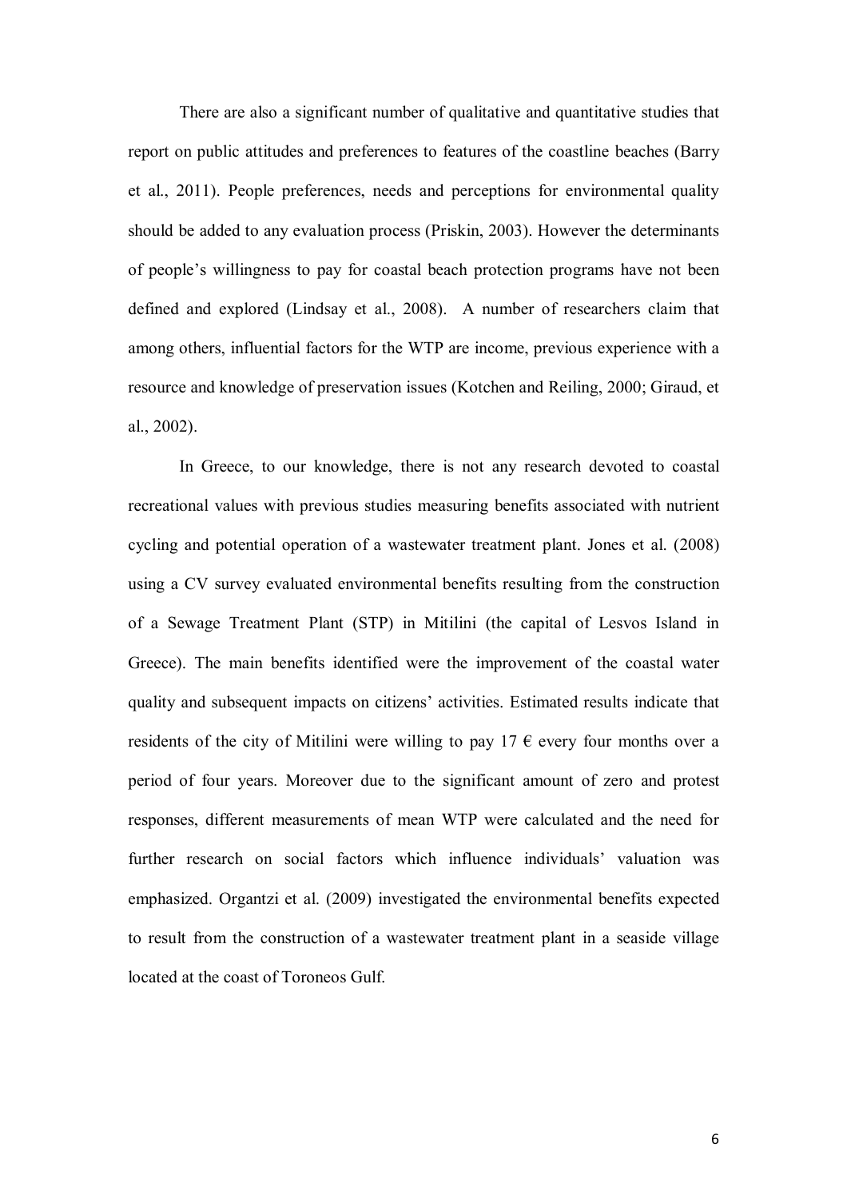There are also a significant number of qualitative and quantitative studies that report on public attitudes and preferences to features of the coastline beaches (Barry et al., 2011). People preferences, needs and perceptions for environmental quality should be added to any evaluation process (Priskin, 2003). However the determinants of people's willingness to pay for coastal beach protection programs have not been defined and explored (Lindsay et al., 2008). A number of researchers claim that among others, influential factors for the WTP are income, previous experience with a resource and knowledge of preservation issues (Kotchen and Reiling, 2000; Giraud, et al., 2002).

In Greece, to our knowledge, there is not any research devoted to coastal recreational values with previous studies measuring benefits associated with nutrient cycling and potential operation of a wastewater treatment plant. Jones et al. (2008) using a CV survey evaluated environmental benefits resulting from the construction of a Sewage Treatment Plant (STP) in Mitilini (the capital of Lesvos Island in Greece). The main benefits identified were the improvement of the coastal water quality and subsequent impacts on citizens' activities. Estimated results indicate that residents of the city of Mitilini were willing to pay 17 € every four months over a period of four years. Moreover due to the significant amount of zero and protest responses, different measurements of mean WTP were calculated and the need for further research on social factors which influence individuals' valuation was emphasized. Organtzi et al. (2009) investigated the environmental benefits expected to result from the construction of a wastewater treatment plant in a seaside village located at the coast of Toroneos Gulf.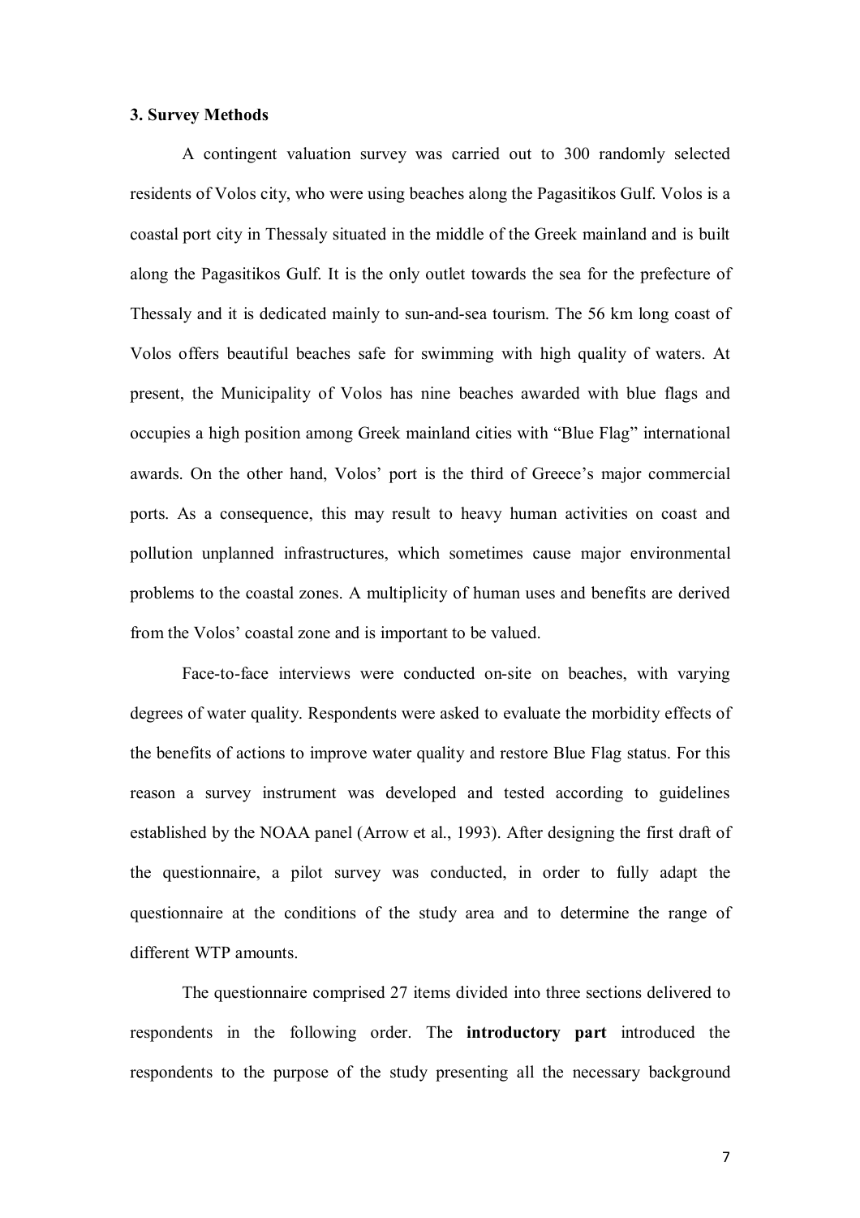### 3. Survey Methods

A contingent valuation survey was carried out to 300 randomly selected residents of Volos city, who were using beaches along the Pagasitikos Gulf. Volos is a coastal port city in Thessaly situated in the middle of the Greek mainland and is built along the Pagasitikos Gulf. It is the only outlet towards the sea for the prefecture of Thessaly and it is dedicated mainly to sun-and-sea tourism. The 56 km long coast of Volos offers beautiful beaches safe for swimming with high quality of waters. At present, the Municipality of Volos has nine beaches awarded with blue flags and occupies a high position among Greek mainland cities with "Blue Flag" international awards. On the other hand, Volos' port is the third of Greece's major commercial ports. As a consequence, this may result to heavy human activities on coast and pollution unplanned infrastructures, which sometimes cause major environmental problems to the coastal zones. A multiplicity of human uses and benefits are derived from the Volos' coastal zone and is important to be valued.

Face-to-face interviews were conducted on-site on beaches, with varying degrees of water quality. Respondents were asked to evaluate the morbidity effects of the benefits of actions to improve water quality and restore Blue Flag status. For this reason a survey instrument was developed and tested according to guidelines established by the NOAA panel (Arrow et al., 1993). After designing the first draft of the questionnaire, a pilot survey was conducted, in order to fully adapt the questionnaire at the conditions of the study area and to determine the range of different WTP amounts.

The questionnaire comprised 27 items divided into three sections delivered to respondents in the following order. The **introductory part** introduced the respondents to the purpose of the study presenting all the necessary background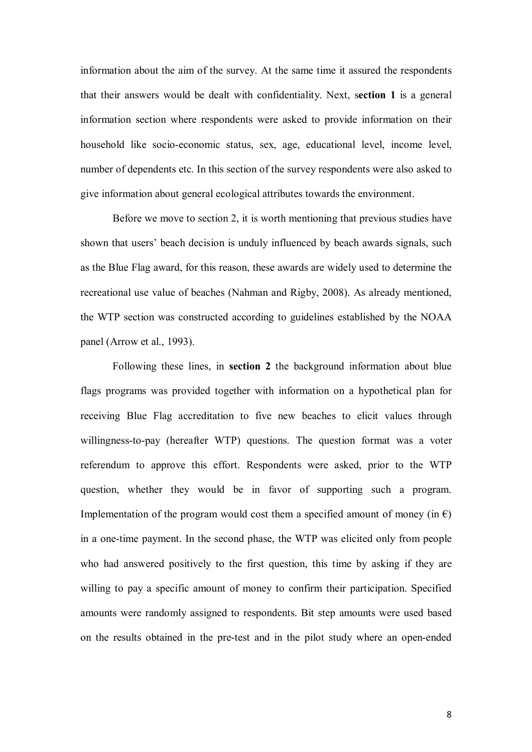information about the aim of the survey. At the same time it assured the respondents that their answers would be dealt with confidentiality. Next, s**ection 1** is a general information section where respondents were asked to provide information on their household like socio-economic status, sex, age, educational level, income level, number of dependents etc. In this section of the survey respondents were also asked to give information about general ecological attributes towards the environment.

Before we move to section 2, it is worth mentioning that previous studies have shown that users' beach decision is unduly influenced by beach awards signals, such as the Blue Flag award, for this reason, these awards are widely used to determine the recreational use value of beaches (Nahman and Rigby, 2008). As already mentioned, the WTP section was constructed according to guidelines established by the NOAA panel (Arrow et al., 1993).

Following these lines, in **section 2** the background information about blue flags programs was provided together with information on a hypothetical plan for receiving Blue Flag accreditation to five new beaches to elicit values through willingness-to-pay (hereafter WTP) questions. The question format was a voter referendum to approve this effort. Respondents were asked, prior to the WTP question, whether they would be in favor of supporting such a program. Implementation of the program would cost them a specified amount of money (in €) in a one-time payment. In the second phase, the WTP was elicited only from people who had answered positively to the first question, this time by asking if they are willing to pay a specific amount of money to confirm their participation. Specified amounts were randomly assigned to respondents. Bit step amounts were used based on the results obtained in the pre-test and in the pilot study where an open-ended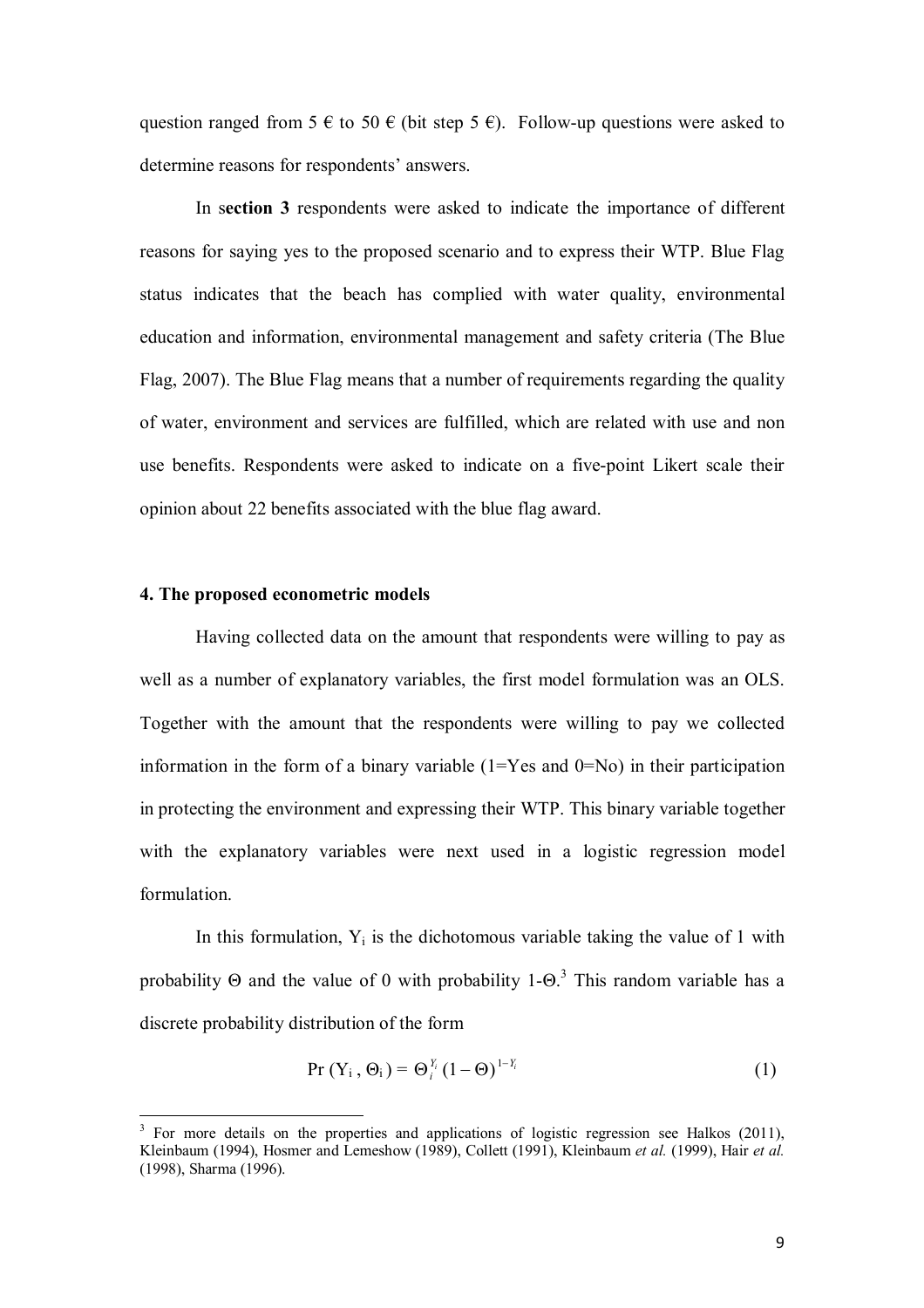question ranged from 5 € to 50 € (bit step 5 €). Follow-up questions were asked to determine reasons for respondents' answers.

In s**ection 3** respondents were asked to indicate the importance of different reasons for saying yes to the proposed scenario and to express their WTP. Blue Flag status indicates that the beach has complied with water quality, environmental education and information, environmental management and safety criteria (The Blue Flag, 2007). The Blue Flag means that a number of requirements regarding the quality of water, environment and services are fulfilled, which are related with use and non use benefits. Respondents were asked to indicate on a five-point Likert scale their opinion about 22 benefits associated with the blue flag award.

#### 4. The proposed econometric models

Having collected data on the amount that respondents were willing to pay as well as a number of explanatory variables, the first model formulation was an OLS. Together with the amount that the respondents were willing to pay we collected information in the form of a binary variable (1=Yes and 0=No) in their participation in protecting the environment and expressing their WTP. This binary variable together with the explanatory variables were next used in a logistic regression model formulation.

In this formulation, $Y_i$ is the dichotomous variable taking the value of 1 with probability $\Theta$ and the value of 0 with probability 1-$\Theta$.[3] This random variable has a discrete probability distribution of the form

$$\Pr(Y_i, \Theta_i) = \Theta_i^{Y_i} (1-\Theta)^{1-Y_i} \tag{1}$$

[3] For more details on the properties and applications of logistic regression see Halkos (2011), Kleinbaum (1994), Hosmer and Lemeshow (1989), Collett (1991), Kleinbaum *et al.* (1999), Hair *et al.* (1998), Sharma (1996).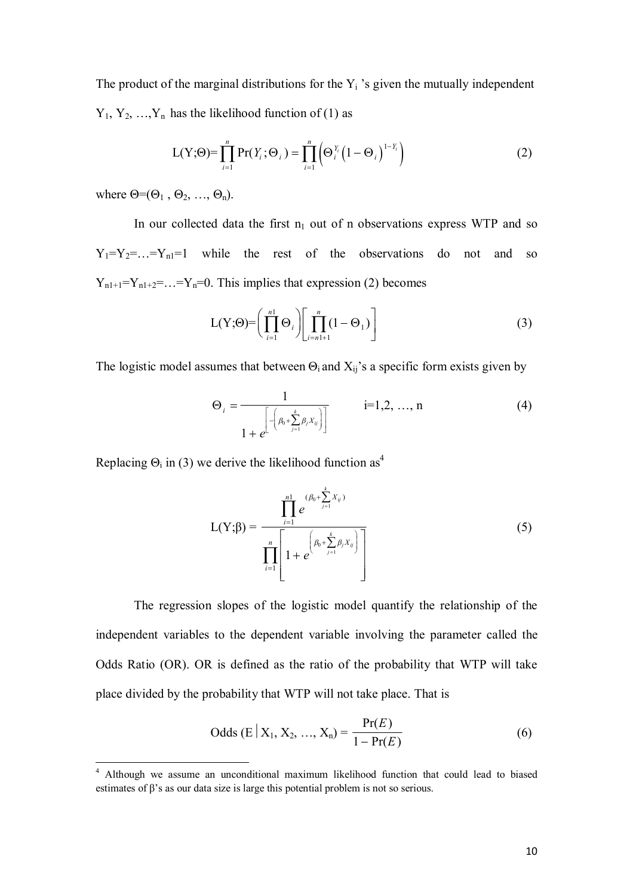The product of the marginal distributions for the $Y_i$ 's given the mutually independent $Y_1, Y_2, \ldots, Y_n$ has the likelihood function of (1) as

$$\mathrm{L}(\mathrm{Y};\Theta)=\prod_{i=1}^{n}\Pr(Y_i;\Theta_i)=\prod_{i=1}^{n}\left(\Theta_i^{Y_i}\left(1-\Theta_i\right)^{1-Y_i}\right) \tag{2}$$

where $\Theta=(\Theta_1, \Theta_2, \ldots, \Theta_n)$.

In our collected data the first $n_1$ out of n observations express WTP and so $Y_1=Y_2=\ldots=Y_{n1}=1$ while the rest of the observations do not and so $Y_{n1+1}=Y_{n1+2}=\ldots=Y_n=0$. This implies that expression (2) becomes

$$\mathrm{L}(\mathrm{Y};\Theta)=\left(\prod_{i=1}^{n1}\Theta_i\right)\left[\prod_{i=n1+1}^{n}(1-\Theta_1)\right] \tag{3}$$

The logistic model assumes that between $\Theta_i$ and $X_{ij}$'s a specific form exists given by

$$\Theta_i=\frac{1}{1+e^{\left[-\left(\beta_0+\sum_{j=1}^{k}\beta_j X_{ij}\right)\right]}} \qquad i=1,2,\ldots,n \tag{4}$$

Replacing $\Theta_i$ in (3) we derive the likelihood function as[4]

$$\mathrm{L}(\mathrm{Y};\beta)=\frac{\prod_{i=1}^{n1}e^{(\beta_0+\sum_{j=1}^{k}X_{ij})}}{\prod_{i=1}^{n}\left[1+e^{\left(\beta_0+\sum_{j=1}^{k}\beta_j X_{ij}\right)}\right]} \tag{5}$$

The regression slopes of the logistic model quantify the relationship of the independent variables to the dependent variable involving the parameter called the Odds Ratio (OR). OR is defined as the ratio of the probability that WTP will take place divided by the probability that WTP will not take place. That is

$$\mathrm{Odds}\ (\mathrm{E}\,|\,X_1, X_2, \ldots, X_n)=\frac{\Pr(E)}{1-\Pr(E)} \tag{6}$$

[4] Although we assume an unconditional maximum likelihood function that could lead to biased estimates of β's as our data size is large this potential problem is not so serious.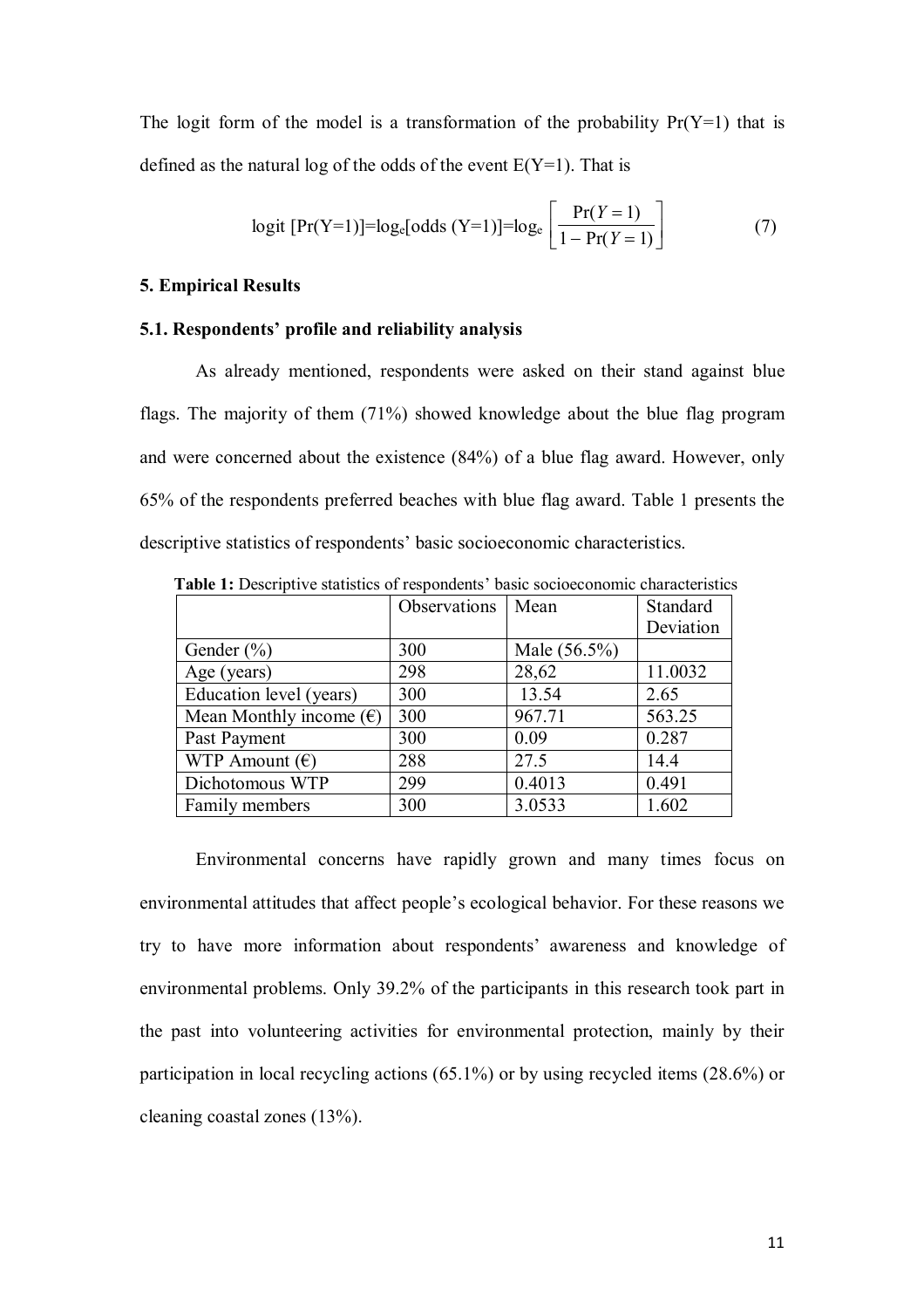The logit form of the model is a transformation of the probability Pr(Y=1) that is defined as the natural log of the odds of the event E(Y=1). That is

$$\text{logit}\left[\Pr(Y=1)\right]=\log_e\left[\text{odds}\ (Y=1)\right]=\log_e\left[\frac{\Pr(Y=1)}{1-\Pr(Y=1)}\right] \tag{7}$$

## 5. Empirical Results

### 5.1. Respondents' profile and reliability analysis

As already mentioned, respondents were asked on their stand against blue flags. The majority of them (71%) showed knowledge about the blue flag program and were concerned about the existence (84%) of a blue flag award. However, only 65% of the respondents preferred beaches with blue flag award. Table 1 presents the descriptive statistics of respondents' basic socioeconomic characteristics.

**Table 1:** Descriptive statistics of respondents' basic socioeconomic characteristics

| | Observations | Mean | Standard Deviation |
|---|---|---|---|
| Gender (%) | 300 | Male (56.5%) | |
| Age (years) | 298 | 28,62 | 11.0032 |
| Education level (years) | 300 | 13.54 | 2.65 |
| Mean Monthly income (€) | 300 | 967.71 | 563.25 |
| Past Payment | 300 | 0.09 | 0.287 |
| WTP Amount (€) | 288 | 27.5 | 14.4 |
| Dichotomous WTP | 299 | 0.4013 | 0.491 |
| Family members | 300 | 3.0533 | 1.602 |

Environmental concerns have rapidly grown and many times focus on environmental attitudes that affect people's ecological behavior. For these reasons we try to have more information about respondents' awareness and knowledge of environmental problems. Only 39.2% of the participants in this research took part in the past into volunteering activities for environmental protection, mainly by their participation in local recycling actions (65.1%) or by using recycled items (28.6%) or cleaning coastal zones (13%).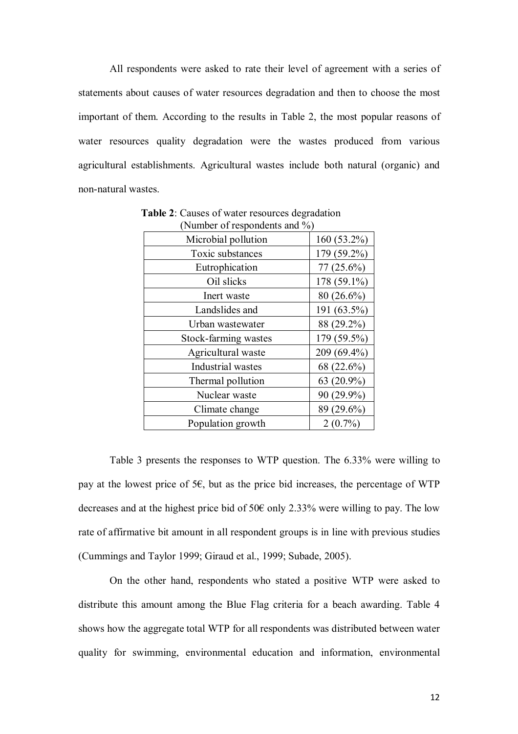All respondents were asked to rate their level of agreement with a series of statements about causes of water resources degradation and then to choose the most important of them. According to the results in Table 2, the most popular reasons of water resources quality degradation were the wastes produced from various agricultural establishments. Agricultural wastes include both natural (organic) and non-natural wastes.

**Table 2**: Causes of water resources degradation (Number of respondents and %)

| | |
|---|---|
| Microbial pollution | 160 (53.2%) |
| Toxic substances | 179 (59.2%) |
| Eutrophication | 77 (25.6%) |
| Oil slicks | 178 (59.1%) |
| Inert waste | 80 (26.6%) |
| Landslides and | 191 (63.5%) |
| Urban wastewater | 88 (29.2%) |
| Stock-farming wastes | 179 (59.5%) |
| Agricultural waste | 209 (69.4%) |
| Industrial wastes | 68 (22.6%) |
| Thermal pollution | 63 (20.9%) |
| Nuclear waste | 90 (29.9%) |
| Climate change | 89 (29.6%) |
| Population growth | 2 (0.7%) |

Table 3 presents the responses to WTP question. The 6.33% were willing to pay at the lowest price of 5€, but as the price bid increases, the percentage of WTP decreases and at the highest price bid of 50€ only 2.33% were willing to pay. The low rate of affirmative bit amount in all respondent groups is in line with previous studies (Cummings and Taylor 1999; Giraud et al., 1999; Subade, 2005).

On the other hand, respondents who stated a positive WTP were asked to distribute this amount among the Blue Flag criteria for a beach awarding. Table 4 shows how the aggregate total WTP for all respondents was distributed between water quality for swimming, environmental education and information, environmental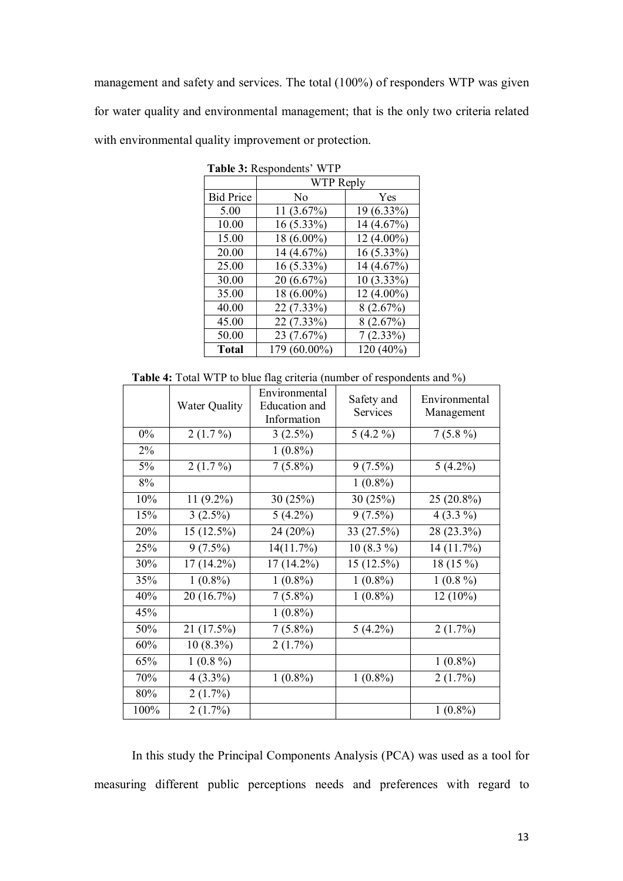management and safety and services. The total (100%) of responders WTP was given for water quality and environmental management; that is the only two criteria related with environmental quality improvement or protection.

**Table 3:** Respondents' WTP

| | WTP Reply | |
|---|---|---|
| Bid Price | No | Yes |
| 5.00 | 11 (3.67%) | 19 (6.33%) |
| 10.00 | 16 (5.33%) | 14 (4.67%) |
| 15.00 | 18 (6.00%) | 12 (4.00%) |
| 20.00 | 14 (4.67%) | 16 (5.33%) |
| 25.00 | 16 (5.33%) | 14 (4.67%) |
| 30.00 | 20 (6.67%) | 10 (3.33%) |
| 35.00 | 18 (6.00%) | 12 (4.00%) |
| 40.00 | 22 (7.33%) | 8 (2.67%) |
| 45.00 | 22 (7.33%) | 8 (2.67%) |
| 50.00 | 23 (7.67%) | 7 (2.33%) |
| **Total** | 179 (60.00%) | 120 (40%) |

**Table 4:** Total WTP to blue flag criteria (number of respondents and %)

| | Water Quality | Environmental Education and Information | Safety and Services | Environmental Management |
|---|---|---|---|---|
| 0% | 2 (1.7 %) | 3 (2.5%) | 5 (4.2 %) | 7 (5.8 %) |
| 2% | | 1 (0.8%) | | |
| 5% | 2 (1.7 %) | 7 (5.8%) | 9 (7.5%) | 5 (4.2%) |
| 8% | | | 1 (0.8%) | |
| 10% | 11 (9.2%) | 30 (25%) | 30 (25%) | 25 (20.8%) |
| 15% | 3 (2.5%) | 5 (4.2%) | 9 (7.5%) | 4 (3.3 %) |
| 20% | 15 (12.5%) | 24 (20%) | 33 (27.5%) | 28 (23.3%) |
| 25% | 9 (7.5%) | 14(11.7%) | 10 (8.3 %) | 14 (11.7%) |
| 30% | 17 (14.2%) | 17 (14.2%) | 15 (12.5%) | 18 (15 %) |
| 35% | 1 (0.8%) | 1 (0.8%) | 1 (0.8%) | 1 (0.8 %) |
| 40% | 20 (16.7%) | 7 (5.8%) | 1 (0.8%) | 12 (10%) |
| 45% | | 1 (0.8%) | | |
| 50% | 21 (17.5%) | 7 (5.8%) | 5 (4.2%) | 2 (1.7%) |
| 60% | 10 (8.3%) | 2 (1.7%) | | |
| 65% | 1 (0.8 %) | | | 1 (0.8%) |
| 70% | 4 (3.3%) | 1 (0.8%) | 1 (0.8%) | 2 (1.7%) |
| 80% | 2 (1.7%) | | | |
| 100% | 2 (1.7%) | | | 1 (0.8%) |

In this study the Principal Components Analysis (PCA) was used as a tool for measuring different public perceptions needs and preferences with regard to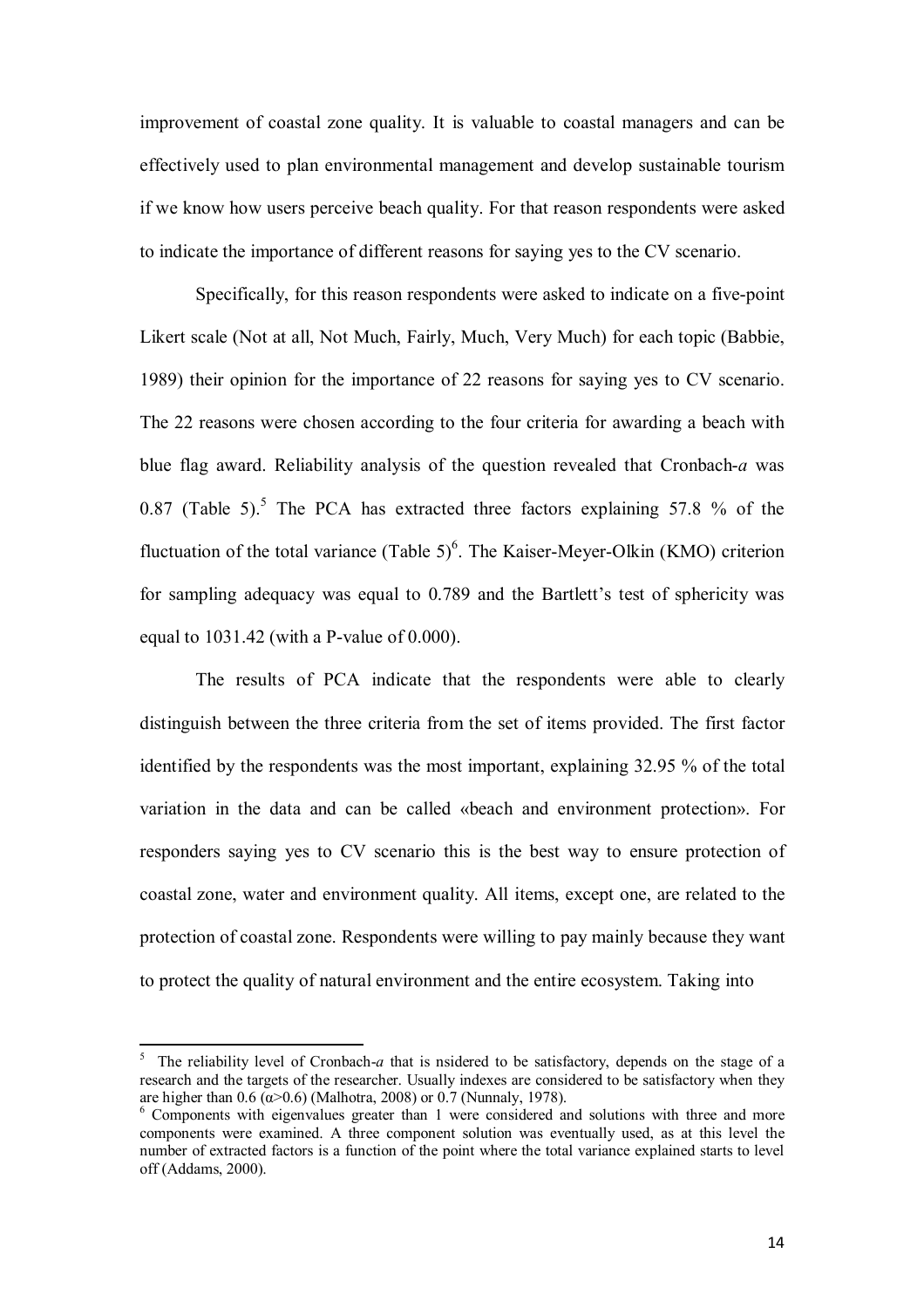improvement of coastal zone quality. It is valuable to coastal managers and can be effectively used to plan environmental management and develop sustainable tourism if we know how users perceive beach quality. For that reason respondents were asked to indicate the importance of different reasons for saying yes to the CV scenario.

Specifically, for this reason respondents were asked to indicate on a five-point Likert scale (Not at all, Not Much, Fairly, Much, Very Much) for each topic (Babbie, 1989) their opinion for the importance of 22 reasons for saying yes to CV scenario. The 22 reasons were chosen according to the four criteria for awarding a beach with blue flag award. Reliability analysis of the question revealed that Cronbach-*a* was 0.87 (Table 5).[5] The PCA has extracted three factors explaining 57.8 % of the fluctuation of the total variance (Table 5)[6]. The Kaiser-Meyer-Olkin (KMO) criterion for sampling adequacy was equal to 0.789 and the Bartlett's test of sphericity was equal to 1031.42 (with a P-value of 0.000).

The results of PCA indicate that the respondents were able to clearly distinguish between the three criteria from the set of items provided. The first factor identified by the respondents was the most important, explaining 32.95 % of the total variation in the data and can be called «beach and environment protection». For responders saying yes to CV scenario this is the best way to ensure protection of coastal zone, water and environment quality. All items, except one, are related to the protection of coastal zone. Respondents were willing to pay mainly because they want to protect the quality of natural environment and the entire ecosystem. Taking into

---

[5] The reliability level of Cronbach-*a* that is nsidered to be satisfactory, depends on the stage of a research and the targets of the researcher. Usually indexes are considered to be satisfactory when they are higher than 0.6 ($\alpha > 0.6$) (Malhotra, 2008) or 0.7 (Nunnaly, 1978).

[6] Components with eigenvalues greater than 1 were considered and solutions with three and more components were examined. A three component solution was eventually used, as at this level the number of extracted factors is a function of the point where the total variance explained starts to level off (Addams, 2000).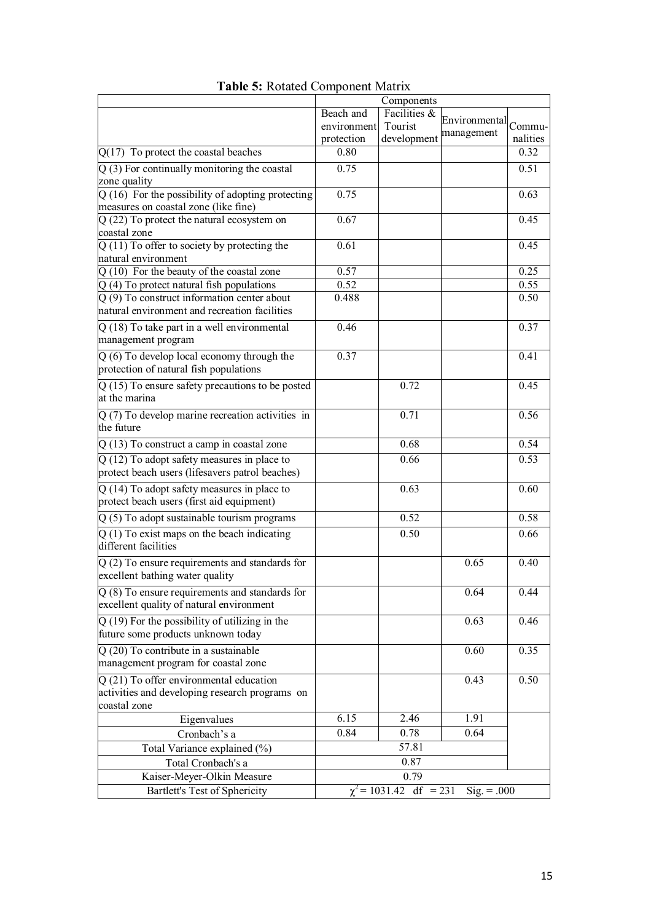**Table 5:** Rotated Component Matrix

| | Components | | | |
|---|---|---|---|---|
| | Beach and environment protection | Facilities & Tourist development | Environmental management | Commu-nalities |
| Q(17) To protect the coastal beaches | 0.80 | | | 0.32 |
| Q (3) For continually monitoring the coastal zone quality | 0.75 | | | 0.51 |
| Q (16) For the possibility of adopting protecting measures on coastal zone (like fine) | 0.75 | | | 0.63 |
| Q (22) To protect the natural ecosystem on coastal zone | 0.67 | | | 0.45 |
| Q (11) To offer to society by protecting the natural environment | 0.61 | | | 0.45 |
| Q (10) For the beauty of the coastal zone | 0.57 | | | 0.25 |
| Q (4) To protect natural fish populations | 0.52 | | | 0.55 |
| Q (9) To construct information center about natural environment and recreation facilities | 0.488 | | | 0.50 |
| Q (18) To take part in a well environmental management program | 0.46 | | | 0.37 |
| Q (6) To develop local economy through the protection of natural fish populations | 0.37 | | | 0.41 |
| Q (15) To ensure safety precautions to be posted at the marina | | 0.72 | | 0.45 |
| Q (7) To develop marine recreation activities in the future | | 0.71 | | 0.56 |
| Q (13) To construct a camp in coastal zone | | 0.68 | | 0.54 |
| Q (12) To adopt safety measures in place to protect beach users (lifesavers patrol beaches) | | 0.66 | | 0.53 |
| Q (14) To adopt safety measures in place to protect beach users (first aid equipment) | | 0.63 | | 0.60 |
| Q (5) To adopt sustainable tourism programs | | 0.52 | | 0.58 |
| Q (1) To exist maps on the beach indicating different facilities | | 0.50 | | 0.66 |
| Q (2) To ensure requirements and standards for excellent bathing water quality | | | 0.65 | 0.40 |
| Q (8) To ensure requirements and standards for excellent quality of natural environment | | | 0.64 | 0.44 |
| Q (19) For the possibility of utilizing in the future some products unknown today | | | 0.63 | 0.46 |
| Q (20) To contribute in a sustainable management program for coastal zone | | | 0.60 | 0.35 |
| Q (21) To offer environmental education activities and developing research programs on coastal zone | | | 0.43 | 0.50 |
| Eigenvalues | 6.15 | 2.46 | 1.91 | |
| Cronbach's a | 0.84 | 0.78 | 0.64 | |
| Total Variance explained (%) | 57.81 | | | |
| Total Cronbach's a | 0.87 | | | |
| Kaiser-Meyer-Olkin Measure | 0.79 | | | |
| Bartlett's Test of Sphericity | $\chi^2$ = 1031.42 df = 231 Sig. = .000 | | | |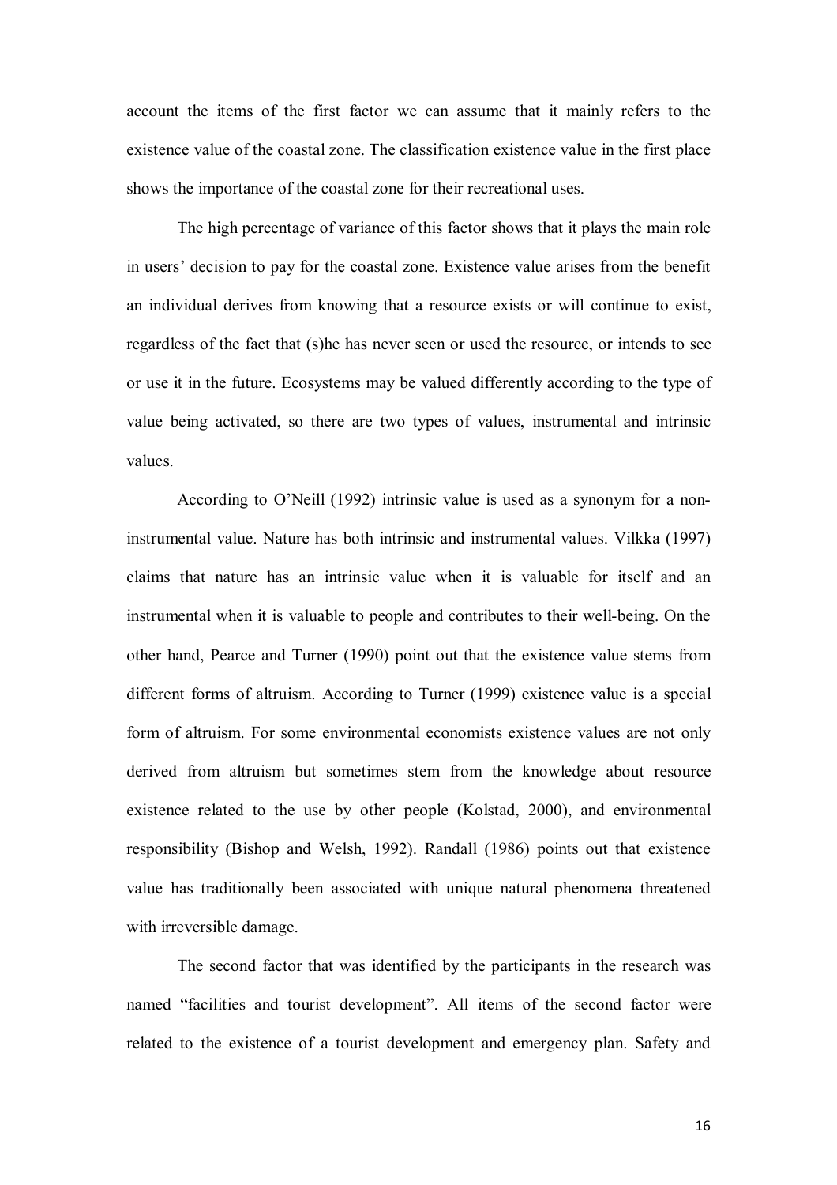account the items of the first factor we can assume that it mainly refers to the existence value of the coastal zone. The classification existence value in the first place shows the importance of the coastal zone for their recreational uses.

The high percentage of variance of this factor shows that it plays the main role in users' decision to pay for the coastal zone. Existence value arises from the benefit an individual derives from knowing that a resource exists or will continue to exist, regardless of the fact that (s)he has never seen or used the resource, or intends to see or use it in the future. Ecosystems may be valued differently according to the type of value being activated, so there are two types of values, instrumental and intrinsic values.

According to O'Neill (1992) intrinsic value is used as a synonym for a non-instrumental value. Nature has both intrinsic and instrumental values. Vilkka (1997) claims that nature has an intrinsic value when it is valuable for itself and an instrumental when it is valuable to people and contributes to their well-being. On the other hand, Pearce and Turner (1990) point out that the existence value stems from different forms of altruism. According to Turner (1999) existence value is a special form of altruism. For some environmental economists existence values are not only derived from altruism but sometimes stem from the knowledge about resource existence related to the use by other people (Kolstad, 2000), and environmental responsibility (Bishop and Welsh, 1992). Randall (1986) points out that existence value has traditionally been associated with unique natural phenomena threatened with irreversible damage.

The second factor that was identified by the participants in the research was named "facilities and tourist development". All items of the second factor were related to the existence of a tourist development and emergency plan. Safety and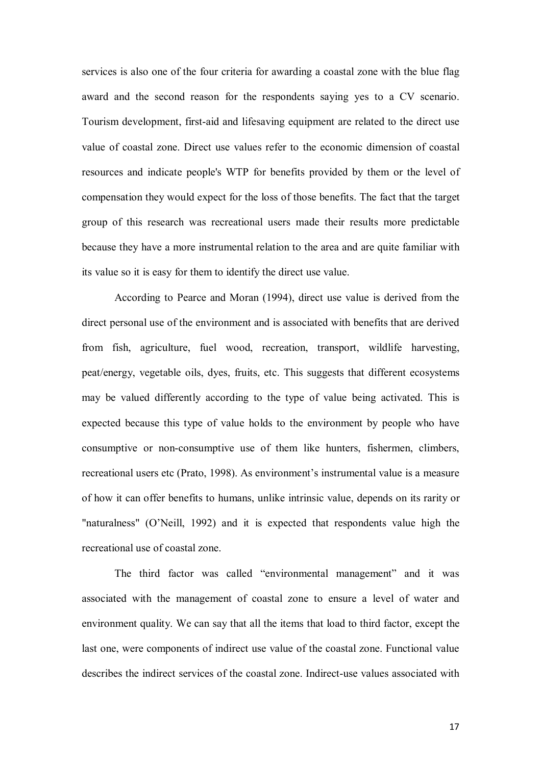services is also one of the four criteria for awarding a coastal zone with the blue flag award and the second reason for the respondents saying yes to a CV scenario. Tourism development, first-aid and lifesaving equipment are related to the direct use value of coastal zone. Direct use values refer to the economic dimension of coastal resources and indicate people's WTP for benefits provided by them or the level of compensation they would expect for the loss of those benefits. The fact that the target group of this research was recreational users made their results more predictable because they have a more instrumental relation to the area and are quite familiar with its value so it is easy for them to identify the direct use value.

According to Pearce and Moran (1994), direct use value is derived from the direct personal use of the environment and is associated with benefits that are derived from fish, agriculture, fuel wood, recreation, transport, wildlife harvesting, peat/energy, vegetable oils, dyes, fruits, etc. This suggests that different ecosystems may be valued differently according to the type of value being activated. This is expected because this type of value holds to the environment by people who have consumptive or non-consumptive use of them like hunters, fishermen, climbers, recreational users etc (Prato, 1998). As environment's instrumental value is a measure of how it can offer benefits to humans, unlike intrinsic value, depends on its rarity or "naturalness" (O'Neill, 1992) and it is expected that respondents value high the recreational use of coastal zone.

The third factor was called "environmental management" and it was associated with the management of coastal zone to ensure a level of water and environment quality. We can say that all the items that load to third factor, except the last one, were components of indirect use value of the coastal zone. Functional value describes the indirect services of the coastal zone. Indirect-use values associated with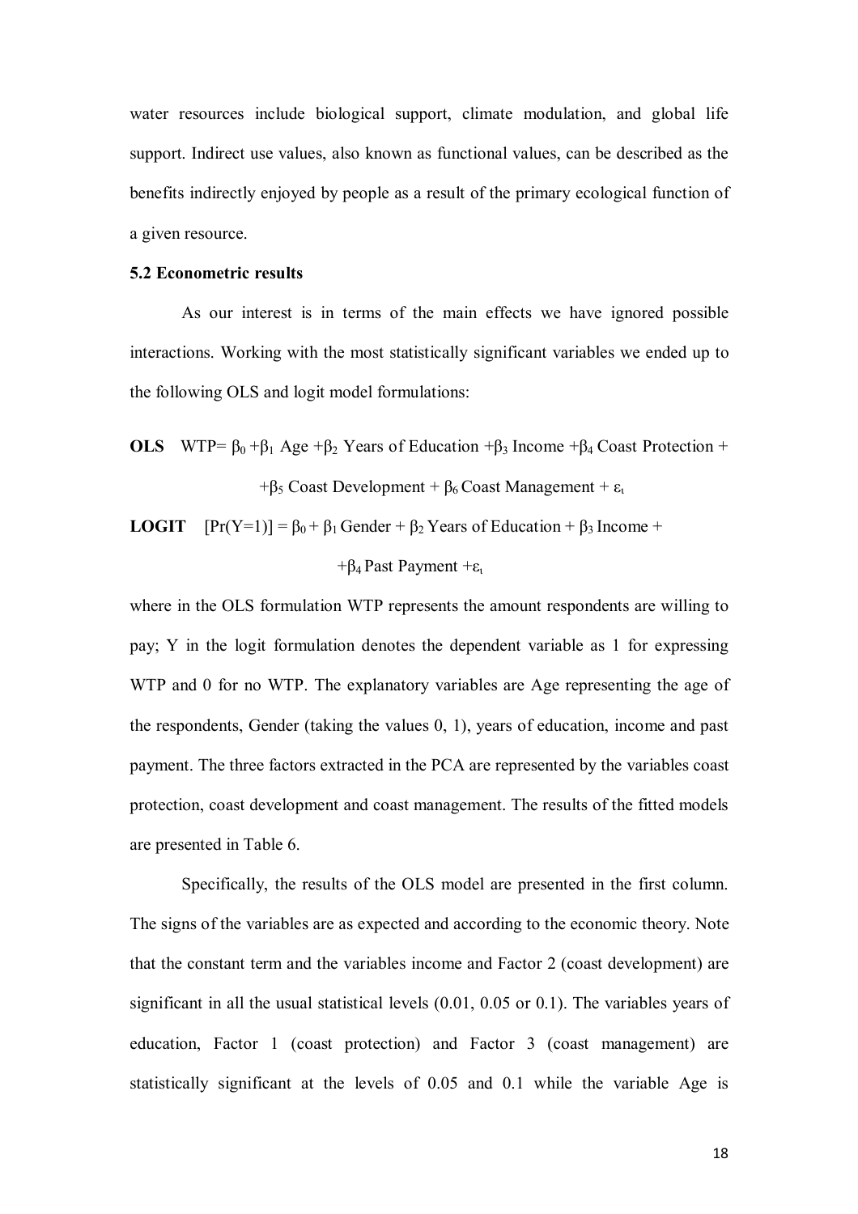water resources include biological support, climate modulation, and global life support. Indirect use values, also known as functional values, can be described as the benefits indirectly enjoyed by people as a result of the primary ecological function of a given resource.

### 5.2 Econometric results

As our interest is in terms of the main effects we have ignored possible interactions. Working with the most statistically significant variables we ended up to the following OLS and logit model formulations:

**OLS** $WTP = \beta_0 + \beta_1\text{ Age} + \beta_2\text{ Years of Education} + \beta_3\text{ Income} + \beta_4\text{ Coast Protection} + \beta_5\text{ Coast Development} + \beta_6\text{ Coast Management} + \varepsilon_t$

**LOGIT** $[Pr(Y=1)] = \beta_0 + \beta_1\text{ Gender} + \beta_2\text{ Years of Education} + \beta_3\text{ Income} + \beta_4\text{ Past Payment} + \varepsilon_t$

where in the OLS formulation WTP represents the amount respondents are willing to pay; Y in the logit formulation denotes the dependent variable as 1 for expressing WTP and 0 for no WTP. The explanatory variables are Age representing the age of the respondents, Gender (taking the values 0, 1), years of education, income and past payment. The three factors extracted in the PCA are represented by the variables coast protection, coast development and coast management. The results of the fitted models are presented in Table 6.

Specifically, the results of the OLS model are presented in the first column. The signs of the variables are as expected and according to the economic theory. Note that the constant term and the variables income and Factor 2 (coast development) are significant in all the usual statistical levels (0.01, 0.05 or 0.1). The variables years of education, Factor 1 (coast protection) and Factor 3 (coast management) are statistically significant at the levels of 0.05 and 0.1 while the variable Age is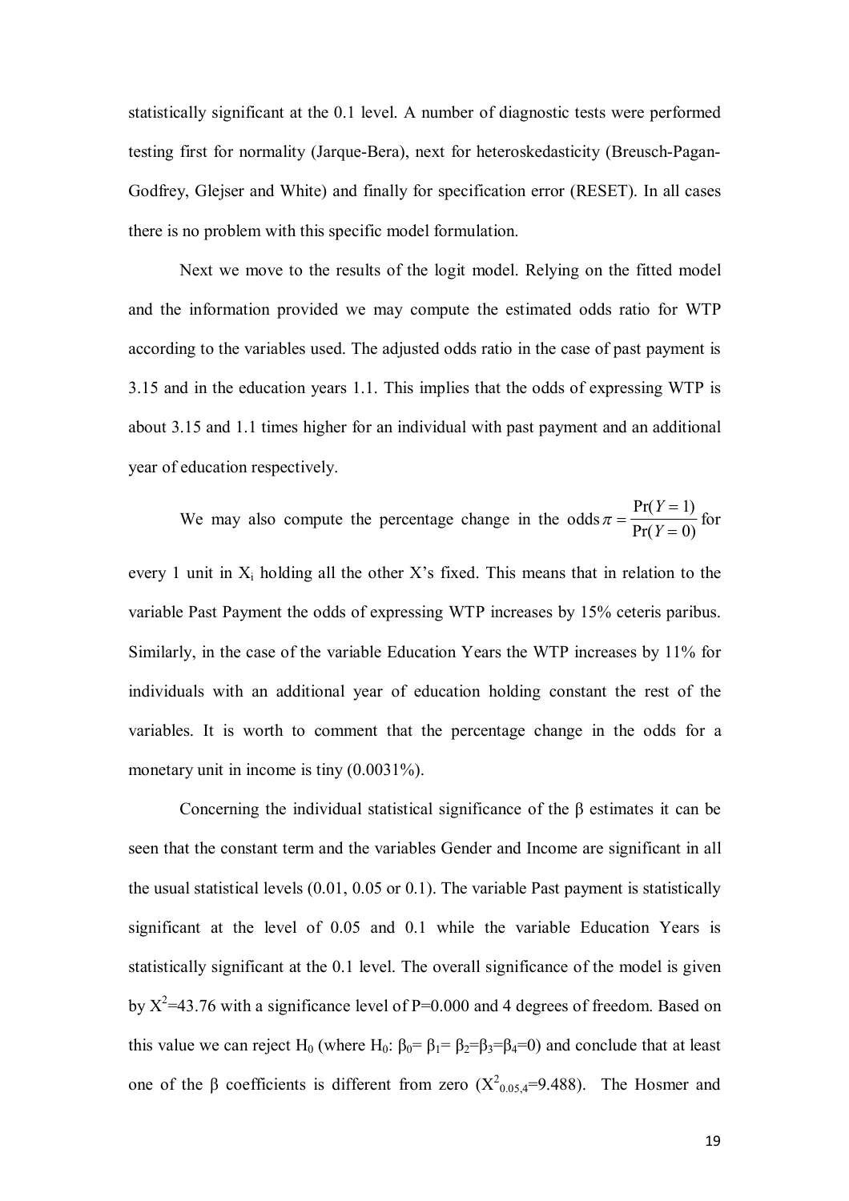statistically significant at the 0.1 level. A number of diagnostic tests were performed testing first for normality (Jarque-Bera), next for heteroskedasticity (Breusch-Pagan-Godfrey, Glejser and White) and finally for specification error (RESET). In all cases there is no problem with this specific model formulation.

Next we move to the results of the logit model. Relying on the fitted model and the information provided we may compute the estimated odds ratio for WTP according to the variables used. The adjusted odds ratio in the case of past payment is 3.15 and in the education years 1.1. This implies that the odds of expressing WTP is about 3.15 and 1.1 times higher for an individual with past payment and an additional year of education respectively.

We may also compute the percentage change in the odds $\pi = \frac{\Pr(Y=1)}{\Pr(Y=0)}$ for every 1 unit in $X_i$ holding all the other X's fixed. This means that in relation to the variable Past Payment the odds of expressing WTP increases by 15% ceteris paribus. Similarly, in the case of the variable Education Years the WTP increases by 11% for individuals with an additional year of education holding constant the rest of the variables. It is worth to comment that the percentage change in the odds for a monetary unit in income is tiny (0.0031%).

Concerning the individual statistical significance of the β estimates it can be seen that the constant term and the variables Gender and Income are significant in all the usual statistical levels (0.01, 0.05 or 0.1). The variable Past payment is statistically significant at the level of 0.05 and 0.1 while the variable Education Years is statistically significant at the 0.1 level. The overall significance of the model is given by $X^2$=43.76 with a significance level of P=0.000 and 4 degrees of freedom. Based on this value we can reject $H_0$ (where $H_0$: $\beta_0 = \beta_1 = \beta_2 = \beta_3 = \beta_4 = 0$) and conclude that at least one of the β coefficients is different from zero ($X^2_{0.05,4}$=9.488). The Hosmer and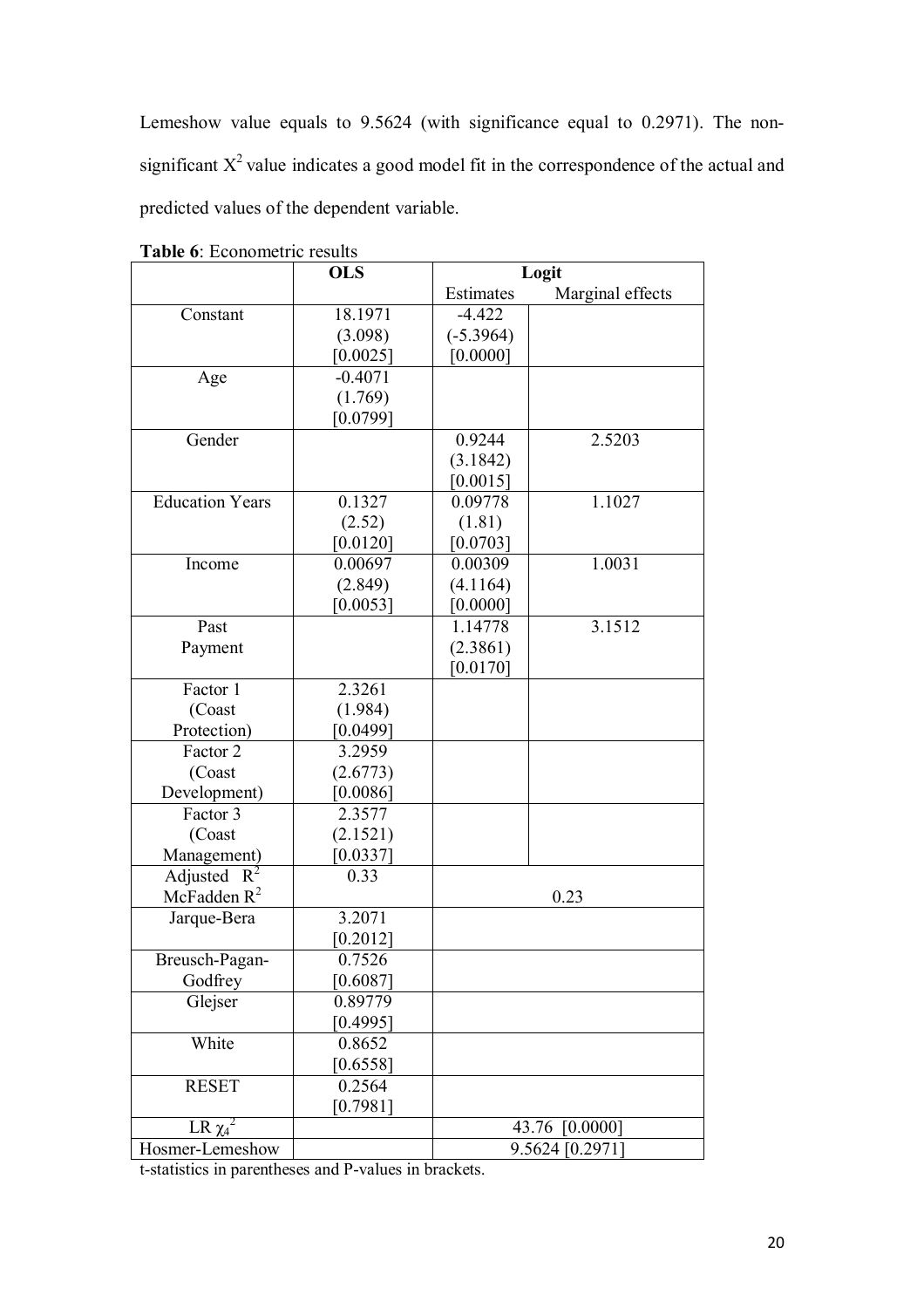Lemeshow value equals to 9.5624 (with significance equal to 0.2971). The non-significant $X^2$ value indicates a good model fit in the correspondence of the actual and predicted values of the dependent variable.

**Table 6**: Econometric results

| | OLS | Logit | |
|---|---|---|---|
| | | Estimates | Marginal effects |
| Constant | 18.1971 (3.098) [0.0025] | -4.422 (-5.3964) [0.0000] | |
| Age | -0.4071 (1.769) [0.0799] | | |
| Gender | | 0.9244 (3.1842) [0.0015] | 2.5203 |
| Education Years | 0.1327 (2.52) [0.0120] | 0.09778 (1.81) [0.0703] | 1.1027 |
| Income | 0.00697 (2.849) [0.0053] | 0.00309 (4.1164) [0.0000] | 1.0031 |
| Past Payment | | 1.14778 (2.3861) [0.0170] | 3.1512 |
| Factor 1 (Coast Protection) | 2.3261 (1.984) [0.0499] | | |
| Factor 2 (Coast Development) | 3.2959 (2.6773) [0.0086] | | |
| Factor 3 (Coast Management) | 2.3577 (2.1521) [0.0337] | | |
| Adjusted $R^2$ McFadden $R^2$ | 0.33 | 0.23 | |
| Jarque-Bera | 3.2071 [0.2012] | | |
| Breusch-Pagan-Godfrey | 0.7526 [0.6087] | | |
| Glejser | 0.89779 [0.4995] | | |
| White | 0.8652 [0.6558] | | |
| RESET | 0.2564 [0.7981] | | |
| LR $\chi_4^2$ | | 43.76 [0.0000] | |
| Hosmer-Lemeshow | | 9.5624 [0.2971] | |

t-statistics in parentheses and P-values in brackets.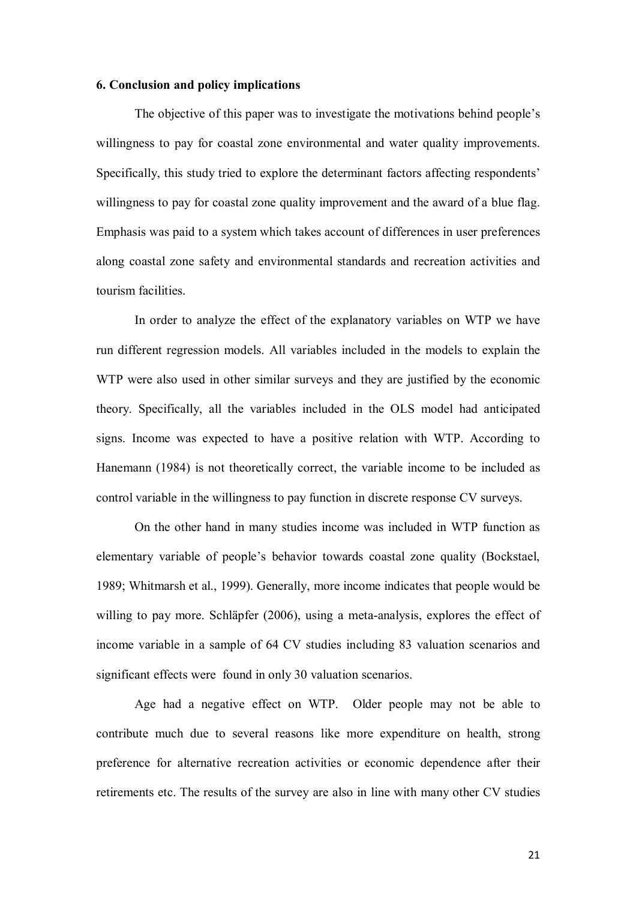### 6. Conclusion and policy implications

The objective of this paper was to investigate the motivations behind people's willingness to pay for coastal zone environmental and water quality improvements. Specifically, this study tried to explore the determinant factors affecting respondents' willingness to pay for coastal zone quality improvement and the award of a blue flag. Emphasis was paid to a system which takes account of differences in user preferences along coastal zone safety and environmental standards and recreation activities and tourism facilities.

In order to analyze the effect of the explanatory variables on WTP we have run different regression models. All variables included in the models to explain the WTP were also used in other similar surveys and they are justified by the economic theory. Specifically, all the variables included in the OLS model had anticipated signs. Income was expected to have a positive relation with WTP. According to Hanemann (1984) is not theoretically correct, the variable income to be included as control variable in the willingness to pay function in discrete response CV surveys.

On the other hand in many studies income was included in WTP function as elementary variable of people's behavior towards coastal zone quality (Bockstael, 1989; Whitmarsh et al., 1999). Generally, more income indicates that people would be willing to pay more. Schläpfer (2006), using a meta-analysis, explores the effect of income variable in a sample of 64 CV studies including 83 valuation scenarios and significant effects were found in only 30 valuation scenarios.

Age had a negative effect on WTP. Older people may not be able to contribute much due to several reasons like more expenditure on health, strong preference for alternative recreation activities or economic dependence after their retirements etc. The results of the survey are also in line with many other CV studies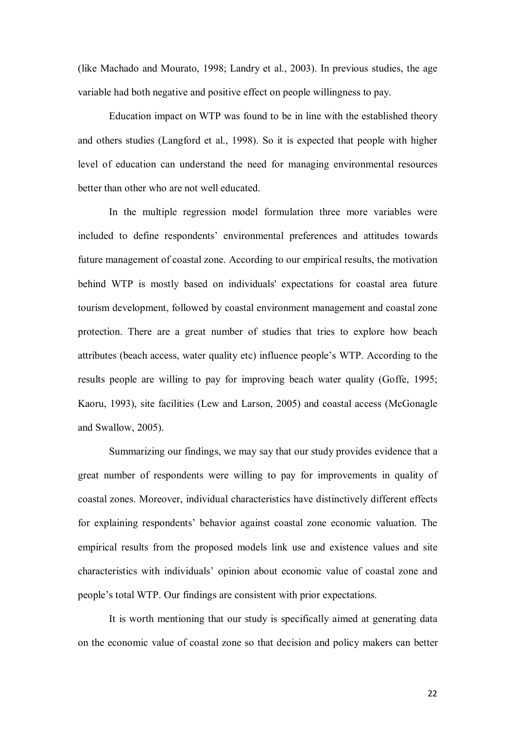(like Machado and Mourato, 1998; Landry et al., 2003). In previous studies, the age variable had both negative and positive effect on people willingness to pay.

Education impact on WTP was found to be in line with the established theory and others studies (Langford et al., 1998). So it is expected that people with higher level of education can understand the need for managing environmental resources better than other who are not well educated.

In the multiple regression model formulation three more variables were included to define respondents' environmental preferences and attitudes towards future management of coastal zone. According to our empirical results, the motivation behind WTP is mostly based on individuals' expectations for coastal area future tourism development, followed by coastal environment management and coastal zone protection. There are a great number of studies that tries to explore how beach attributes (beach access, water quality etc) influence people's WTP. According to the results people are willing to pay for improving beach water quality (Goffe, 1995; Kaoru, 1993), site facilities (Lew and Larson, 2005) and coastal access (McGonagle and Swallow, 2005).

Summarizing our findings, we may say that our study provides evidence that a great number of respondents were willing to pay for improvements in quality of coastal zones. Moreover, individual characteristics have distinctively different effects for explaining respondents' behavior against coastal zone economic valuation. The empirical results from the proposed models link use and existence values and site characteristics with individuals' opinion about economic value of coastal zone and people's total WTP. Our findings are consistent with prior expectations.

It is worth mentioning that our study is specifically aimed at generating data on the economic value of coastal zone so that decision and policy makers can better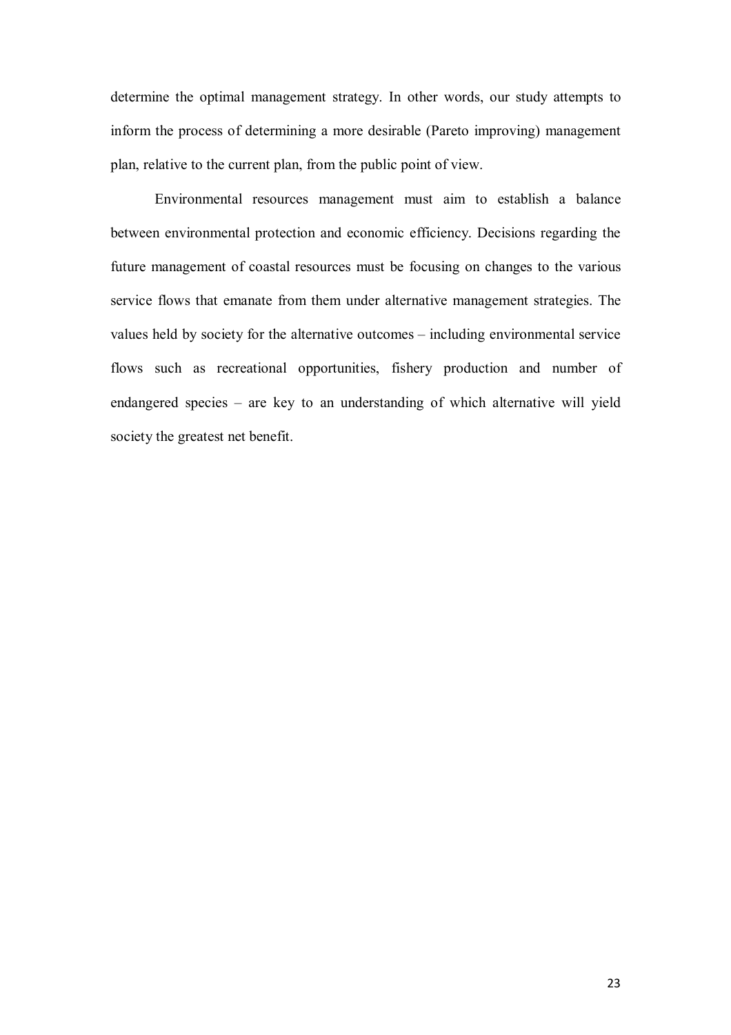determine the optimal management strategy. In other words, our study attempts to inform the process of determining a more desirable (Pareto improving) management plan, relative to the current plan, from the public point of view.

Environmental resources management must aim to establish a balance between environmental protection and economic efficiency. Decisions regarding the future management of coastal resources must be focusing on changes to the various service flows that emanate from them under alternative management strategies. The values held by society for the alternative outcomes – including environmental service flows such as recreational opportunities, fishery production and number of endangered species – are key to an understanding of which alternative will yield society the greatest net benefit.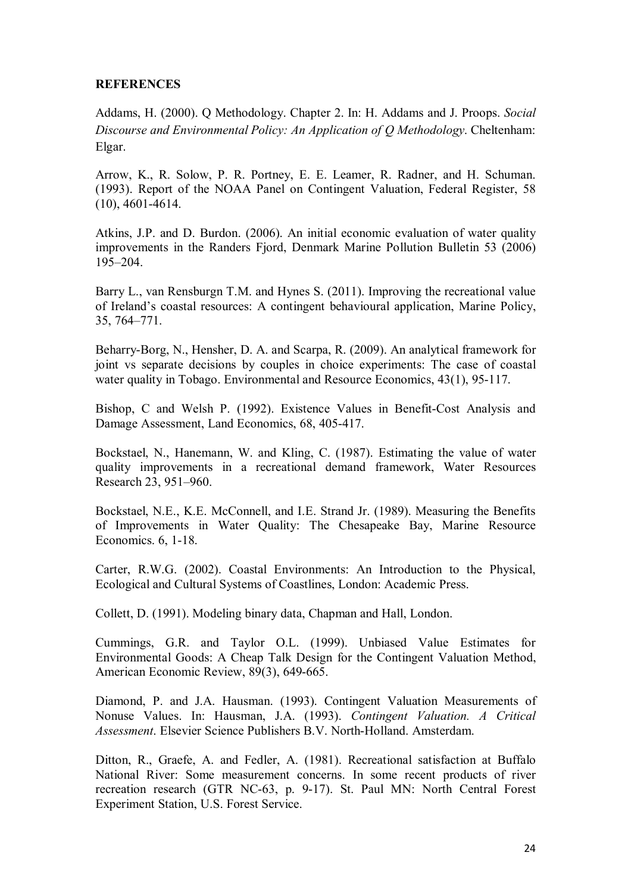**REFERENCES**

Addams, H. (2000). Q Methodology. Chapter 2. In: H. Addams and J. Proops. *Social Discourse and Environmental Policy: An Application of Q Methodology*. Cheltenham: Elgar.

Arrow, K., R. Solow, P. R. Portney, E. E. Leamer, R. Radner, and H. Schuman. (1993). Report of the NOAA Panel on Contingent Valuation, Federal Register, 58 (10), 4601-4614.

Atkins, J.P. and D. Burdon. (2006). An initial economic evaluation of water quality improvements in the Randers Fjord, Denmark Marine Pollution Bulletin 53 (2006) 195–204.

Barry L., van Rensburgn T.M. and Hynes S. (2011). Improving the recreational value of Ireland's coastal resources: A contingent behavioural application, Marine Policy, 35, 764–771.

Beharry-Borg, N., Hensher, D. A. and Scarpa, R. (2009). An analytical framework for joint vs separate decisions by couples in choice experiments: The case of coastal water quality in Tobago. Environmental and Resource Economics, 43(1), 95-117.

Bishop, C and Welsh P. (1992). Existence Values in Benefit-Cost Analysis and Damage Assessment, Land Economics, 68, 405-417.

Bockstael, N., Hanemann, W. and Kling, C. (1987). Estimating the value of water quality improvements in a recreational demand framework, Water Resources Research 23, 951–960.

Bockstael, N.E., K.E. McConnell, and I.E. Strand Jr. (1989). Measuring the Benefits of Improvements in Water Quality: The Chesapeake Bay, Marine Resource Economics. 6, 1-18.

Carter, R.W.G. (2002). Coastal Environments: An Introduction to the Physical, Ecological and Cultural Systems of Coastlines, London: Academic Press.

Collett, D. (1991). Modeling binary data, Chapman and Hall, London.

Cummings, G.R. and Taylor O.L. (1999). Unbiased Value Estimates for Environmental Goods: A Cheap Talk Design for the Contingent Valuation Method, American Economic Review, 89(3), 649-665.

Diamond, P. and J.A. Hausman. (1993). Contingent Valuation Measurements of Nonuse Values. In: Hausman, J.A. (1993). *Contingent Valuation. A Critical Assessment*. Elsevier Science Publishers B.V. North-Holland. Amsterdam.

Ditton, R., Graefe, A. and Fedler, A. (1981). Recreational satisfaction at Buffalo National River: Some measurement concerns. In some recent products of river recreation research (GTR NC-63, p. 9-17). St. Paul MN: North Central Forest Experiment Station, U.S. Forest Service.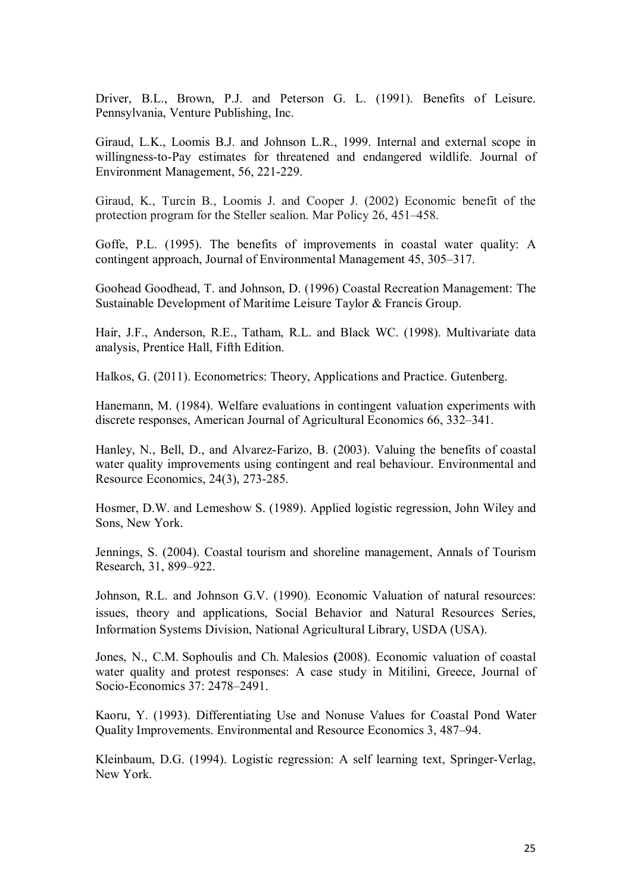Driver, B.L., Brown, P.J. and Peterson G. L. (1991). Benefits of Leisure. Pennsylvania, Venture Publishing, Inc.

Giraud, L.K., Loomis B.J. and Johnson L.R., 1999. Internal and external scope in willingness-to-Pay estimates for threatened and endangered wildlife. Journal of Environment Management, 56, 221-229.

Giraud, K., Turcin B., Loomis J. and Cooper J. (2002) Economic benefit of the protection program for the Steller sealion. Mar Policy 26, 451–458.

Goffe, P.L. (1995). The benefits of improvements in coastal water quality: A contingent approach, Journal of Environmental Management 45, 305–317.

Goohead Goodhead, T. and Johnson, D. (1996) Coastal Recreation Management: The Sustainable Development of Maritime Leisure Taylor & Francis Group.

Hair, J.F., Anderson, R.E., Tatham, R.L. and Black WC. (1998). Multivariate data analysis, Prentice Hall, Fifth Edition.

Halkos, G. (2011). Econometrics: Theory, Applications and Practice. Gutenberg.

Hanemann, M. (1984). Welfare evaluations in contingent valuation experiments with discrete responses, American Journal of Agricultural Economics 66, 332–341.

Hanley, N., Bell, D., and Alvarez-Farizo, B. (2003). Valuing the benefits of coastal water quality improvements using contingent and real behaviour. Environmental and Resource Economics, 24(3), 273-285.

Hosmer, D.W. and Lemeshow S. (1989). Applied logistic regression, John Wiley and Sons, New York.

Jennings, S. (2004). Coastal tourism and shoreline management, Annals of Tourism Research, 31, 899–922.

Johnson, R.L. and Johnson G.V. (1990). Economic Valuation of natural resources: issues, theory and applications, Social Behavior and Natural Resources Series, Information Systems Division, National Agricultural Library, USDA (USA).

Jones, N., C.M. Sophoulis and Ch. Malesios **(**2008). Economic valuation of coastal water quality and protest responses: A case study in Mitilini, Greece, Journal of Socio-Economics 37: 2478–2491.

Kaoru, Y. (1993). Differentiating Use and Nonuse Values for Coastal Pond Water Quality Improvements. Environmental and Resource Economics 3, 487–94.

Kleinbaum, D.G. (1994). Logistic regression: A self learning text, Springer-Verlag, New York.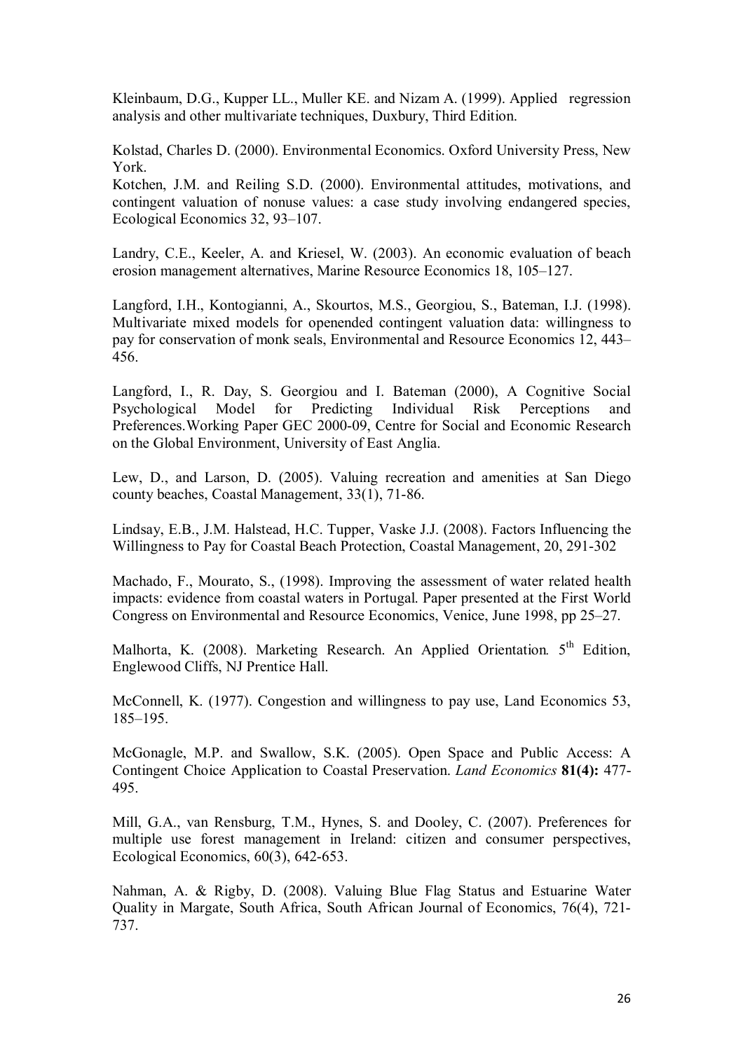Kleinbaum, D.G., Kupper LL., Muller KE. and Nizam A. (1999). Applied regression analysis and other multivariate techniques, Duxbury, Third Edition.

Kolstad, Charles D. (2000). Environmental Economics. Oxford University Press, New York.

Kotchen, J.M. and Reiling S.D. (2000). Environmental attitudes, motivations, and contingent valuation of nonuse values: a case study involving endangered species, Ecological Economics 32, 93–107.

Landry, C.E., Keeler, A. and Kriesel, W. (2003). An economic evaluation of beach erosion management alternatives, Marine Resource Economics 18, 105–127.

Langford, I.H., Kontogianni, A., Skourtos, M.S., Georgiou, S., Bateman, I.J. (1998). Multivariate mixed models for openended contingent valuation data: willingness to pay for conservation of monk seals, Environmental and Resource Economics 12, 443–456.

Langford, I., R. Day, S. Georgiou and I. Bateman (2000), A Cognitive Social Psychological Model for Predicting Individual Risk Perceptions and Preferences.Working Paper GEC 2000-09, Centre for Social and Economic Research on the Global Environment, University of East Anglia.

Lew, D., and Larson, D. (2005). Valuing recreation and amenities at San Diego county beaches, Coastal Management, 33(1), 71-86.

Lindsay, E.B., J.M. Halstead, H.C. Tupper, Vaske J.J. (2008). Factors Influencing the Willingness to Pay for Coastal Beach Protection, Coastal Management, 20, 291-302

Machado, F., Mourato, S., (1998). Improving the assessment of water related health impacts: evidence from coastal waters in Portugal. Paper presented at the First World Congress on Environmental and Resource Economics, Venice, June 1998, pp 25–27.

Malhorta, K. (2008). Marketing Research. An Applied Orientation. 5th Edition, Englewood Cliffs, NJ Prentice Hall.

McConnell, K. (1977). Congestion and willingness to pay use, Land Economics 53, 185–195.

McGonagle, M.P. and Swallow, S.K. (2005). Open Space and Public Access: A Contingent Choice Application to Coastal Preservation. *Land Economics* **81(4):** 477-495.

Mill, G.A., van Rensburg, T.M., Hynes, S. and Dooley, C. (2007). Preferences for multiple use forest management in Ireland: citizen and consumer perspectives, Ecological Economics, 60(3), 642-653.

Nahman, A. & Rigby, D. (2008). Valuing Blue Flag Status and Estuarine Water Quality in Margate, South Africa, South African Journal of Economics, 76(4), 721-737.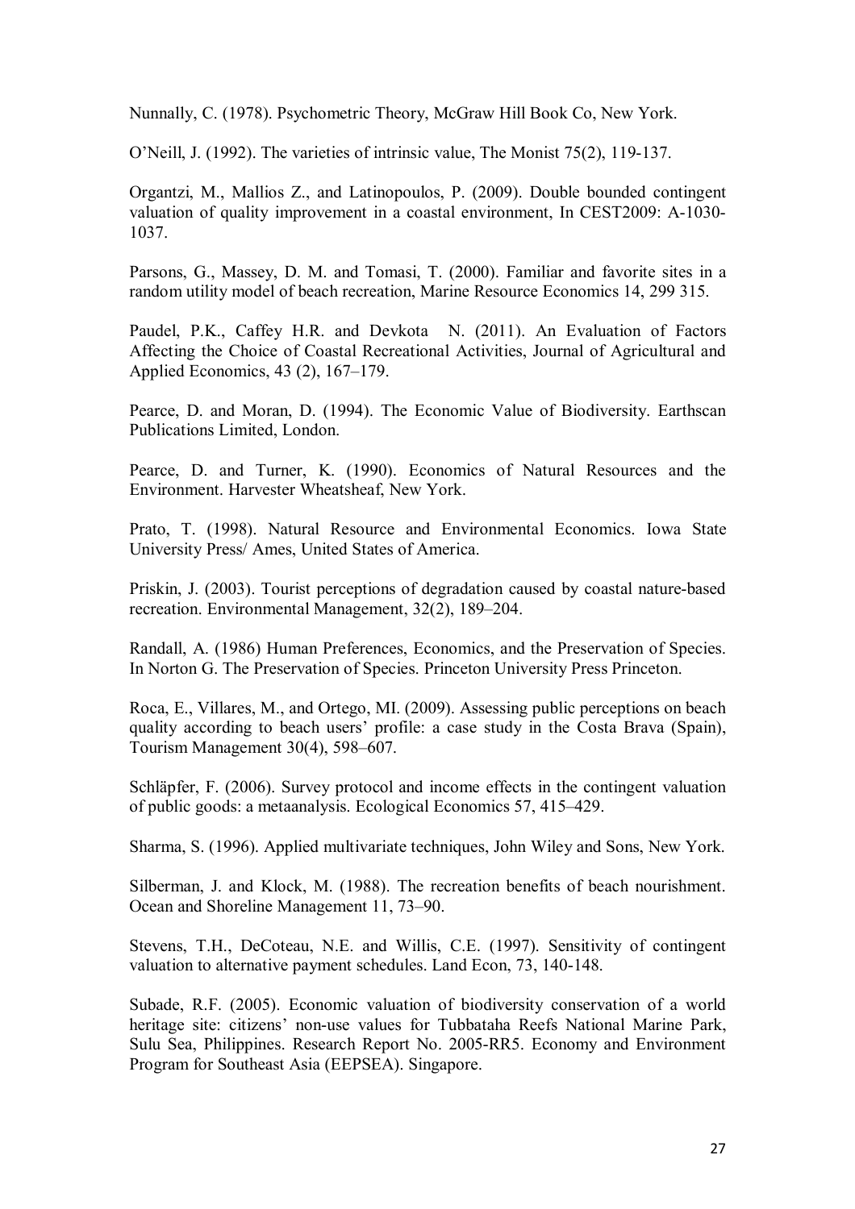Nunnally, C. (1978). Psychometric Theory, McGraw Hill Book Co, New York.

O'Neill, J. (1992). The varieties of intrinsic value, The Monist 75(2), 119-137.

Organtzi, M., Mallios Z., and Latinopoulos, P. (2009). Double bounded contingent valuation of quality improvement in a coastal environment, In CEST2009: A-1030-1037.

Parsons, G., Massey, D. M. and Tomasi, T. (2000). Familiar and favorite sites in a random utility model of beach recreation, Marine Resource Economics 14, 299 315.

Paudel, P.K., Caffey H.R. and Devkota N. (2011). An Evaluation of Factors Affecting the Choice of Coastal Recreational Activities, Journal of Agricultural and Applied Economics, 43 (2), 167–179.

Pearce, D. and Moran, D. (1994). The Economic Value of Biodiversity. Earthscan Publications Limited, London.

Pearce, D. and Turner, K. (1990). Economics of Natural Resources and the Environment. Harvester Wheatsheaf, New York.

Prato, T. (1998). Natural Resource and Environmental Economics. Iowa State University Press/ Ames, United States of America.

Priskin, J. (2003). Tourist perceptions of degradation caused by coastal nature-based recreation. Environmental Management, 32(2), 189–204.

Randall, A. (1986) Human Preferences, Economics, and the Preservation of Species. In Norton G. The Preservation of Species. Princeton University Press Princeton.

Roca, E., Villares, M., and Ortego, MI. (2009). Assessing public perceptions on beach quality according to beach users' profile: a case study in the Costa Brava (Spain), Tourism Management 30(4), 598–607.

Schläpfer, F. (2006). Survey protocol and income effects in the contingent valuation of public goods: a metaanalysis. Ecological Economics 57, 415–429.

Sharma, S. (1996). Applied multivariate techniques, John Wiley and Sons, New York.

Silberman, J. and Klock, M. (1988). The recreation benefits of beach nourishment. Ocean and Shoreline Management 11, 73–90.

Stevens, T.H., DeCoteau, N.E. and Willis, C.E. (1997). Sensitivity of contingent valuation to alternative payment schedules. Land Econ, 73, 140-148.

Subade, R.F. (2005). Economic valuation of biodiversity conservation of a world heritage site: citizens' non-use values for Tubbataha Reefs National Marine Park, Sulu Sea, Philippines. Research Report No. 2005-RR5. Economy and Environment Program for Southeast Asia (EEPSEA). Singapore.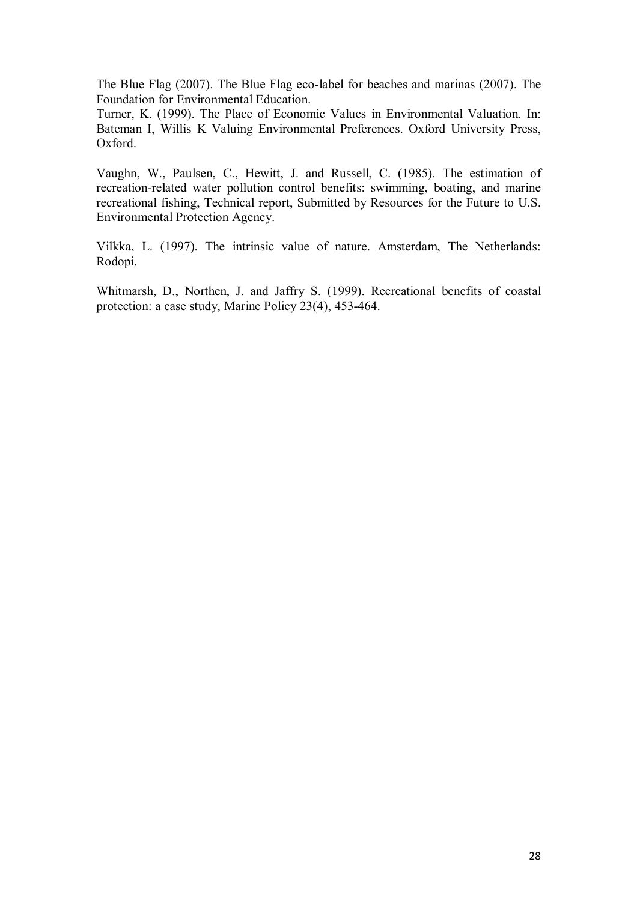The Blue Flag (2007). The Blue Flag eco-label for beaches and marinas (2007). The Foundation for Environmental Education.

Turner, K. (1999). The Place of Economic Values in Environmental Valuation. In: Bateman I, Willis K Valuing Environmental Preferences. Oxford University Press, Oxford.

Vaughn, W., Paulsen, C., Hewitt, J. and Russell, C. (1985). The estimation of recreation-related water pollution control benefits: swimming, boating, and marine recreational fishing, Technical report, Submitted by Resources for the Future to U.S. Environmental Protection Agency.

Vilkka, L. (1997). The intrinsic value of nature. Amsterdam, The Netherlands: Rodopi.

Whitmarsh, D., Northen, J. and Jaffry S. (1999). Recreational benefits of coastal protection: a case study, Marine Policy 23(4), 453-464.